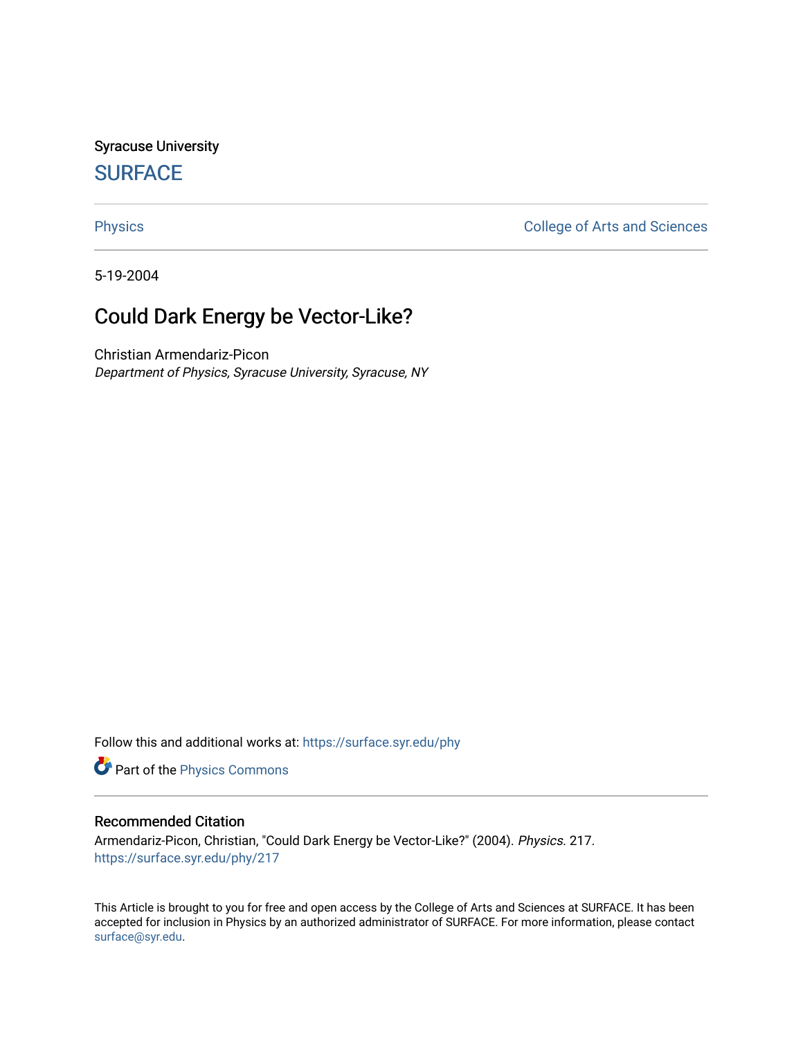Syracuse University

# SURFACE

Physics | College of Arts and Sciences

5-19-2004

## Could Dark Energy be Vector-Like?

Christian Armendariz-Picon
*Department of Physics, Syracuse University, Syracuse, NY*

Follow this and additional works at: https://surface.syr.edu/phy

Part of the Physics Commons

### Recommended Citation

Armendariz-Picon, Christian, "Could Dark Energy be Vector-Like?" (2004). *Physics*. 217.
https://surface.syr.edu/phy/217

This Article is brought to you for free and open access by the College of Arts and Sciences at SURFACE. It has been accepted for inclusion in Physics by an authorized administrator of SURFACE. For more information, please contact surface@syr.edu.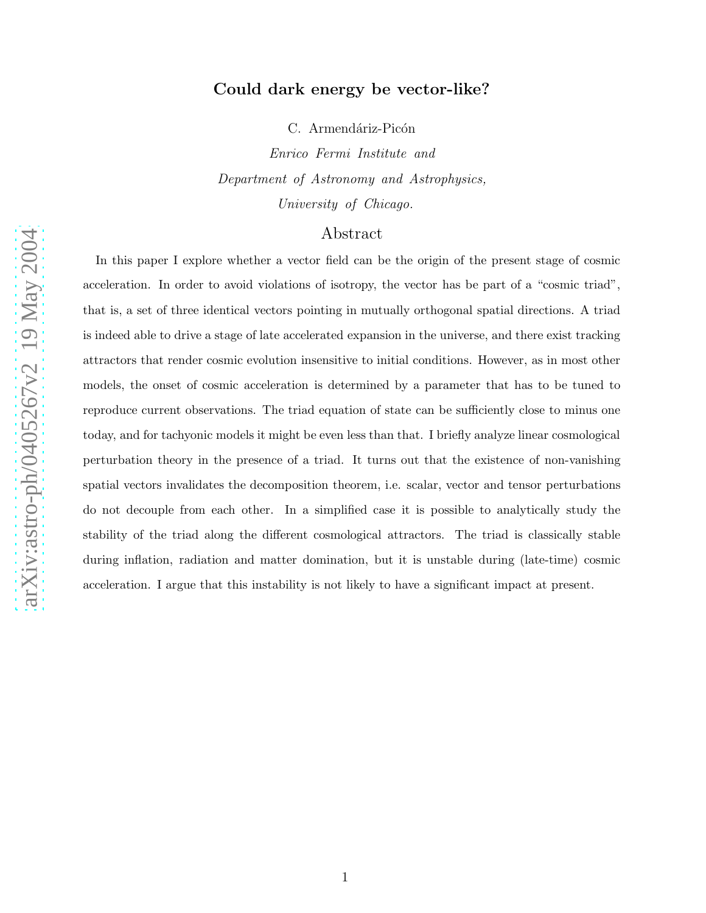# Could dark energy be vector-like?

C. Armendáriz-Picón

*Enrico Fermi Institute and*

*Department of Astronomy and Astrophysics,*

*University of Chicago.*

## Abstract

In this paper I explore whether a vector field can be the origin of the present stage of cosmic acceleration. In order to avoid violations of isotropy, the vector has be part of a "cosmic triad", that is, a set of three identical vectors pointing in mutually orthogonal spatial directions. A triad is indeed able to drive a stage of late accelerated expansion in the universe, and there exist tracking attractors that render cosmic evolution insensitive to initial conditions. However, as in most other models, the onset of cosmic acceleration is determined by a parameter that has to be tuned to reproduce current observations. The triad equation of state can be sufficiently close to minus one today, and for tachyonic models it might be even less than that. I briefly analyze linear cosmological perturbation theory in the presence of a triad. It turns out that the existence of non-vanishing spatial vectors invalidates the decomposition theorem, i.e. scalar, vector and tensor perturbations do not decouple from each other. In a simplified case it is possible to analytically study the stability of the triad along the different cosmological attractors. The triad is classically stable during inflation, radiation and matter domination, but it is unstable during (late-time) cosmic acceleration. I argue that this instability is not likely to have a significant impact at present.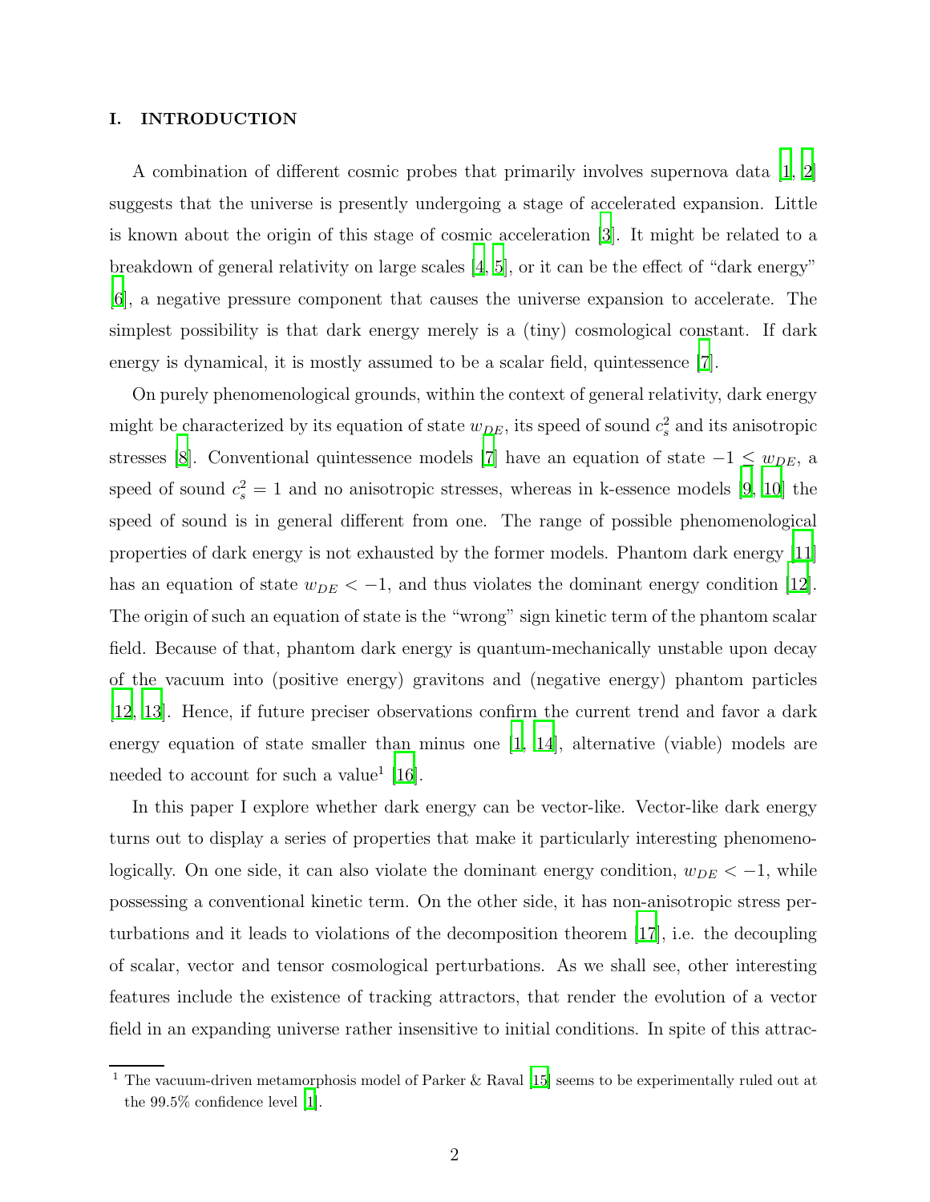## I. INTRODUCTION

A combination of different cosmic probes that primarily involves supernova data [1, 2] suggests that the universe is presently undergoing a stage of accelerated expansion. Little is known about the origin of this stage of cosmic acceleration [3]. It might be related to a breakdown of general relativity on large scales [4, 5], or it can be the effect of "dark energy" [6], a negative pressure component that causes the universe expansion to accelerate. The simplest possibility is that dark energy merely is a (tiny) cosmological constant. If dark energy is dynamical, it is mostly assumed to be a scalar field, quintessence [7].

On purely phenomenological grounds, within the context of general relativity, dark energy might be characterized by its equation of state $w_{DE}$, its speed of sound $c_s^2$ and its anisotropic stresses [8]. Conventional quintessence models [7] have an equation of state $-1 \leq w_{DE}$, a speed of sound $c_s^2 = 1$ and no anisotropic stresses, whereas in k-essence models [9, 10] the speed of sound is in general different from one. The range of possible phenomenological properties of dark energy is not exhausted by the former models. Phantom dark energy [11] has an equation of state $w_{DE} < -1$, and thus violates the dominant energy condition [12]. The origin of such an equation of state is the "wrong" sign kinetic term of the phantom scalar field. Because of that, phantom dark energy is quantum-mechanically unstable upon decay of the vacuum into (positive energy) gravitons and (negative energy) phantom particles [12, 13]. Hence, if future preciser observations confirm the current trend and favor a dark energy equation of state smaller than minus one [1, 14], alternative (viable) models are needed to account for such a value[1] [16].

In this paper I explore whether dark energy can be vector-like. Vector-like dark energy turns out to display a series of properties that make it particularly interesting phenomenologically. On one side, it can also violate the dominant energy condition, $w_{DE} < -1$, while possessing a conventional kinetic term. On the other side, it has non-anisotropic stress perturbations and it leads to violations of the decomposition theorem [17], i.e. the decoupling of scalar, vector and tensor cosmological perturbations. As we shall see, other interesting features include the existence of tracking attractors, that render the evolution of a vector field in an expanding universe rather insensitive to initial conditions. In spite of this attrac-

[1] The vacuum-driven metamorphosis model of Parker & Raval [15] seems to be experimentally ruled out at the 99.5% confidence level [1].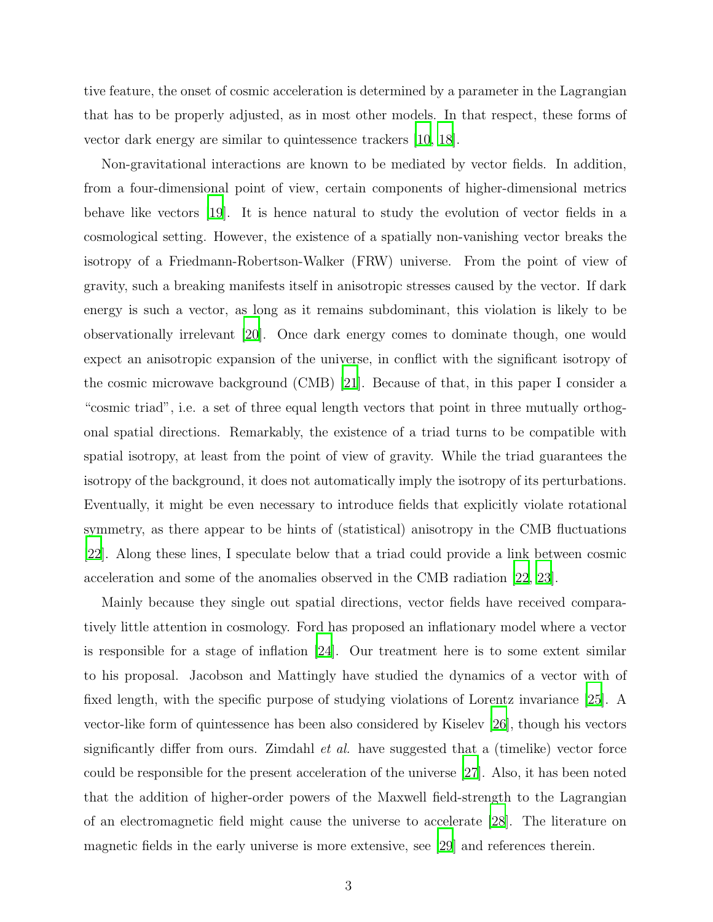tive feature, the onset of cosmic acceleration is determined by a parameter in the Lagrangian that has to be properly adjusted, as in most other models. In that respect, these forms of vector dark energy are similar to quintessence trackers [10, 18].

Non-gravitational interactions are known to be mediated by vector fields. In addition, from a four-dimensional point of view, certain components of higher-dimensional metrics behave like vectors [19]. It is hence natural to study the evolution of vector fields in a cosmological setting. However, the existence of a spatially non-vanishing vector breaks the isotropy of a Friedmann-Robertson-Walker (FRW) universe. From the point of view of gravity, such a breaking manifests itself in anisotropic stresses caused by the vector. If dark energy is such a vector, as long as it remains subdominant, this violation is likely to be observationally irrelevant [20]. Once dark energy comes to dominate though, one would expect an anisotropic expansion of the universe, in conflict with the significant isotropy of the cosmic microwave background (CMB) [21]. Because of that, in this paper I consider a "cosmic triad", i.e. a set of three equal length vectors that point in three mutually orthogonal spatial directions. Remarkably, the existence of a triad turns to be compatible with spatial isotropy, at least from the point of view of gravity. While the triad guarantees the isotropy of the background, it does not automatically imply the isotropy of its perturbations. Eventually, it might be even necessary to introduce fields that explicitly violate rotational symmetry, as there appear to be hints of (statistical) anisotropy in the CMB fluctuations [22]. Along these lines, I speculate below that a triad could provide a link between cosmic acceleration and some of the anomalies observed in the CMB radiation [22, 23].

Mainly because they single out spatial directions, vector fields have received comparatively little attention in cosmology. Ford has proposed an inflationary model where a vector is responsible for a stage of inflation [24]. Our treatment here is to some extent similar to his proposal. Jacobson and Mattingly have studied the dynamics of a vector with of fixed length, with the specific purpose of studying violations of Lorentz invariance [25]. A vector-like form of quintessence has been also considered by Kiselev [26], though his vectors significantly differ from ours. Zimdahl *et al.* have suggested that a (timelike) vector force could be responsible for the present acceleration of the universe [27]. Also, it has been noted that the addition of higher-order powers of the Maxwell field-strength to the Lagrangian of an electromagnetic field might cause the universe to accelerate [28]. The literature on magnetic fields in the early universe is more extensive, see [29] and references therein.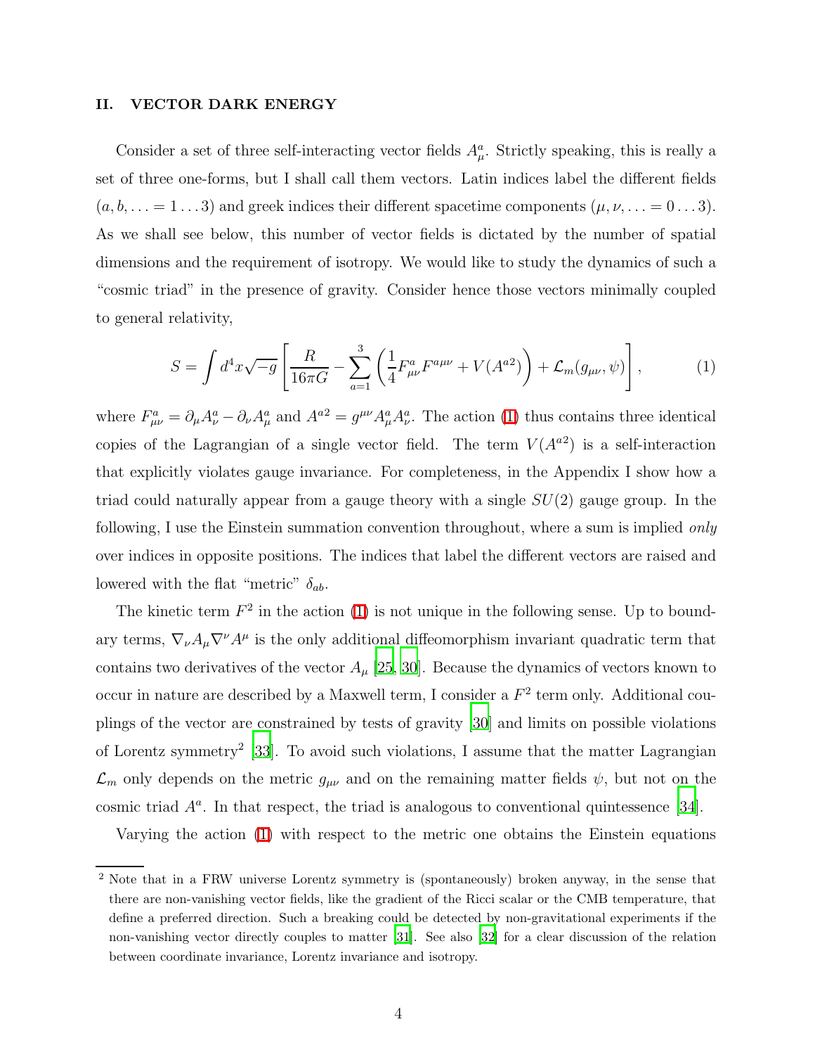## II. VECTOR DARK ENERGY

Consider a set of three self-interacting vector fields $A^a_\mu$. Strictly speaking, this is really a set of three one-forms, but I shall call them vectors. Latin indices label the different fields $(a, b, \ldots = 1 \ldots 3)$ and greek indices their different spacetime components $(\mu, \nu, \ldots = 0 \ldots 3)$. As we shall see below, this number of vector fields is dictated by the number of spatial dimensions and the requirement of isotropy. We would like to study the dynamics of such a "cosmic triad" in the presence of gravity. Consider hence those vectors minimally coupled to general relativity,

$$S = \int d^4x \sqrt{-g} \left[ \frac{R}{16\pi G} - \sum_{a=1}^{3} \left( \frac{1}{4} F^a_{\mu\nu} F^{a\mu\nu} + V(A^{a2}) \right) + \mathcal{L}_m(g_{\mu\nu}, \psi) \right], \tag{1}$$

where $F^a_{\mu\nu} = \partial_\mu A^a_\nu - \partial_\nu A^a_\mu$ and $A^{a2} = g^{\mu\nu} A^a_\mu A^a_\nu$. The action (1) thus contains three identical copies of the Lagrangian of a single vector field. The term $V(A^{a2})$ is a self-interaction that explicitly violates gauge invariance. For completeness, in the Appendix I show how a triad could naturally appear from a gauge theory with a single $SU(2)$ gauge group. In the following, I use the Einstein summation convention throughout, where a sum is implied *only* over indices in opposite positions. The indices that label the different vectors are raised and lowered with the flat "metric" $\delta_{ab}$.

The kinetic term $F^2$ in the action (1) is not unique in the following sense. Up to boundary terms, $\nabla_\nu A_\mu \nabla^\nu A^\mu$ is the only additional diffeomorphism invariant quadratic term that contains two derivatives of the vector $A_\mu$ [25, 30]. Because the dynamics of vectors known to occur in nature are described by a Maxwell term, I consider a $F^2$ term only. Additional couplings of the vector are constrained by tests of gravity [30] and limits on possible violations of Lorentz symmetry[2] [33]. To avoid such violations, I assume that the matter Lagrangian $\mathcal{L}_m$ only depends on the metric $g_{\mu\nu}$ and on the remaining matter fields $\psi$, but not on the cosmic triad $A^a$. In that respect, the triad is analogous to conventional quintessence [34].

Varying the action (1) with respect to the metric one obtains the Einstein equations

[2] Note that in a FRW universe Lorentz symmetry is (spontaneously) broken anyway, in the sense that there are non-vanishing vector fields, like the gradient of the Ricci scalar or the CMB temperature, that define a preferred direction. Such a breaking could be detected by non-gravitational experiments if the non-vanishing vector directly couples to matter [31]. See also [32] for a clear discussion of the relation between coordinate invariance, Lorentz invariance and isotropy.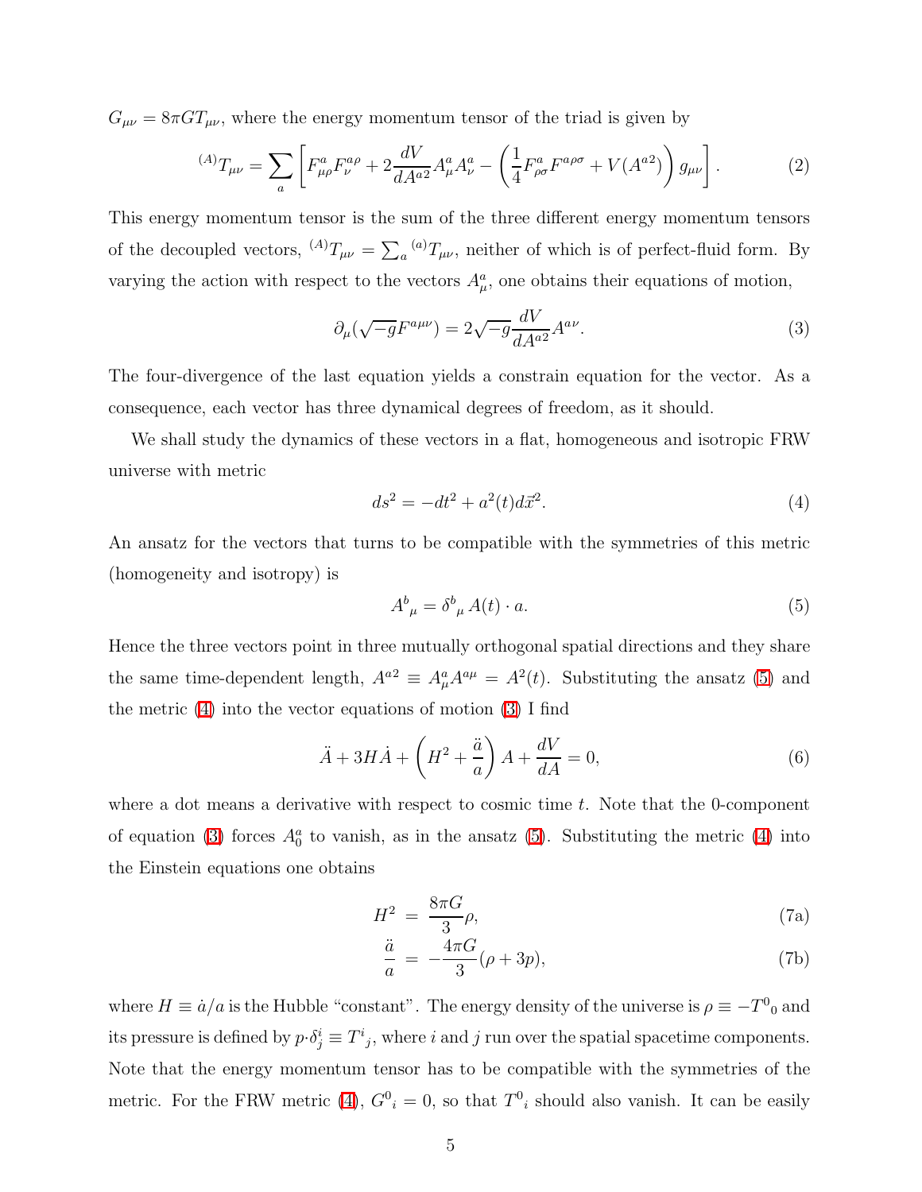$G_{\mu\nu} = 8\pi G T_{\mu\nu}$, where the energy momentum tensor of the triad is given by

$$^{(A)}T_{\mu\nu} = \sum_a \left[ F^a_{\mu\rho} F^{a\rho}_{\nu} + 2\frac{dV}{dA^{a2}} A^a_\mu A^a_\nu - \left( \frac{1}{4} F^a_{\rho\sigma} F^{a\rho\sigma} + V(A^{a2}) \right) g_{\mu\nu} \right]. \tag{2}$$

This energy momentum tensor is the sum of the three different energy momentum tensors of the decoupled vectors, $^{(A)}T_{\mu\nu} = \sum_a {}^{(a)}T_{\mu\nu}$, neither of which is of perfect-fluid form. By varying the action with respect to the vectors $A^a_\mu$, one obtains their equations of motion,

$$\partial_\mu(\sqrt{-g} F^{a\mu\nu}) = 2\sqrt{-g}\frac{dV}{dA^{a2}} A^{a\nu}. \tag{3}$$

The four-divergence of the last equation yields a constrain equation for the vector. As a consequence, each vector has three dynamical degrees of freedom, as it should.

We shall study the dynamics of these vectors in a flat, homogeneous and isotropic FRW universe with metric

$$ds^2 = -dt^2 + a^2(t) d\vec{x}^2. \tag{4}$$

An ansatz for the vectors that turns to be compatible with the symmetries of this metric (homogeneity and isotropy) is

$$A^b{}_\mu = \delta^b{}_\mu \, A(t) \cdot a. \tag{5}$$

Hence the three vectors point in three mutually orthogonal spatial directions and they share the same time-dependent length, $A^{a2} \equiv A^a_\mu A^{a\mu} = A^2(t)$. Substituting the ansatz (5) and the metric (4) into the vector equations of motion (3) I find

$$\ddot{A} + 3H\dot{A} + \left( H^2 + \frac{\ddot{a}}{a} \right) A + \frac{dV}{dA} = 0, \tag{6}$$

where a dot means a derivative with respect to cosmic time $t$. Note that the 0-component of equation (3) forces $A^a_0$ to vanish, as in the ansatz (5). Substituting the metric (4) into the Einstein equations one obtains

$$H^2 = \frac{8\pi G}{3}\rho, \tag{7a}$$

$$\frac{\ddot{a}}{a} = -\frac{4\pi G}{3}(\rho + 3p), \tag{7b}$$

where $H \equiv \dot{a}/a$ is the Hubble "constant". The energy density of the universe is $\rho \equiv -T^0{}_0$ and its pressure is defined by $p \cdot \delta^i_j \equiv T^i{}_j$, where $i$ and $j$ run over the spatial spacetime components. Note that the energy momentum tensor has to be compatible with the symmetries of the metric. For the FRW metric (4), $G^0{}_i = 0$, so that $T^0{}_i$ should also vanish. It can be easily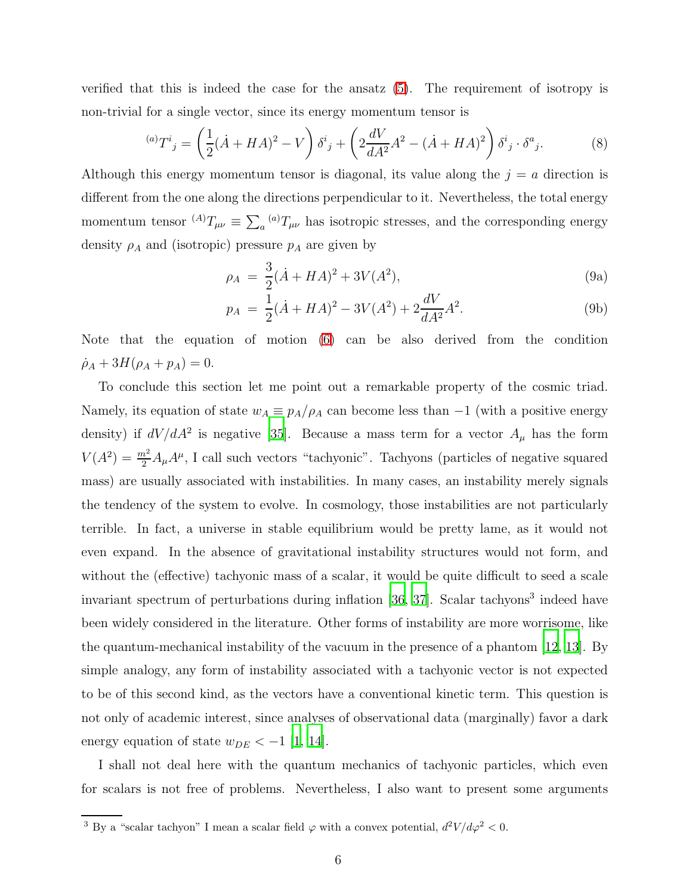verified that this is indeed the case for the ansatz (5). The requirement of isotropy is non-trivial for a single vector, since its energy momentum tensor is

$$
{}^{(a)}T^i{}_j = \left(\frac{1}{2}(\dot{A} + HA)^2 - V\right)\delta^i{}_j + \left(2\frac{dV}{dA^2}A^2 - (\dot{A} + HA)^2\right)\delta^i{}_j \cdot \delta^a{}_j. \tag{8}
$$

Although this energy momentum tensor is diagonal, its value along the $j = a$ direction is different from the one along the directions perpendicular to it. Nevertheless, the total energy momentum tensor ${}^{(A)}T_{\mu\nu} \equiv \sum_a {}^{(a)}T_{\mu\nu}$ has isotropic stresses, and the corresponding energy density $\rho_A$ and (isotropic) pressure $p_A$ are given by

$$
\rho_A = \frac{3}{2}(\dot{A} + HA)^2 + 3V(A^2), \tag{9a}
$$

$$
p_A = \frac{1}{2}(\dot{A} + HA)^2 - 3V(A^2) + 2\frac{dV}{dA^2}A^2. \tag{9b}
$$

Note that the equation of motion (6) can be also derived from the condition $\dot{\rho}_A + 3H(\rho_A + p_A) = 0$.

To conclude this section let me point out a remarkable property of the cosmic triad. Namely, its equation of state $w_A \equiv p_A/\rho_A$ can become less than $-1$ (with a positive energy density) if $dV/dA^2$ is negative [35]. Because a mass term for a vector $A_\mu$ has the form $V(A^2) = \frac{m^2}{2}A_\mu A^\mu$, I call such vectors "tachyonic". Tachyons (particles of negative squared mass) are usually associated with instabilities. In many cases, an instability merely signals the tendency of the system to evolve. In cosmology, those instabilities are not particularly terrible. In fact, a universe in stable equilibrium would be pretty lame, as it would not even expand. In the absence of gravitational instability structures would not form, and without the (effective) tachyonic mass of a scalar, it would be quite difficult to seed a scale invariant spectrum of perturbations during inflation [36, 37]. Scalar tachyons[3] indeed have been widely considered in the literature. Other forms of instability are more worrisome, like the quantum-mechanical instability of the vacuum in the presence of a phantom [12, 13]. By simple analogy, any form of instability associated with a tachyonic vector is not expected to be of this second kind, as the vectors have a conventional kinetic term. This question is not only of academic interest, since analyses of observational data (marginally) favor a dark energy equation of state $w_{DE} < -1$ [1, 14].

I shall not deal here with the quantum mechanics of tachyonic particles, which even for scalars is not free of problems. Nevertheless, I also want to present some arguments

[3] By a "scalar tachyon" I mean a scalar field $\varphi$ with a convex potential, $d^2V/d\varphi^2 < 0$.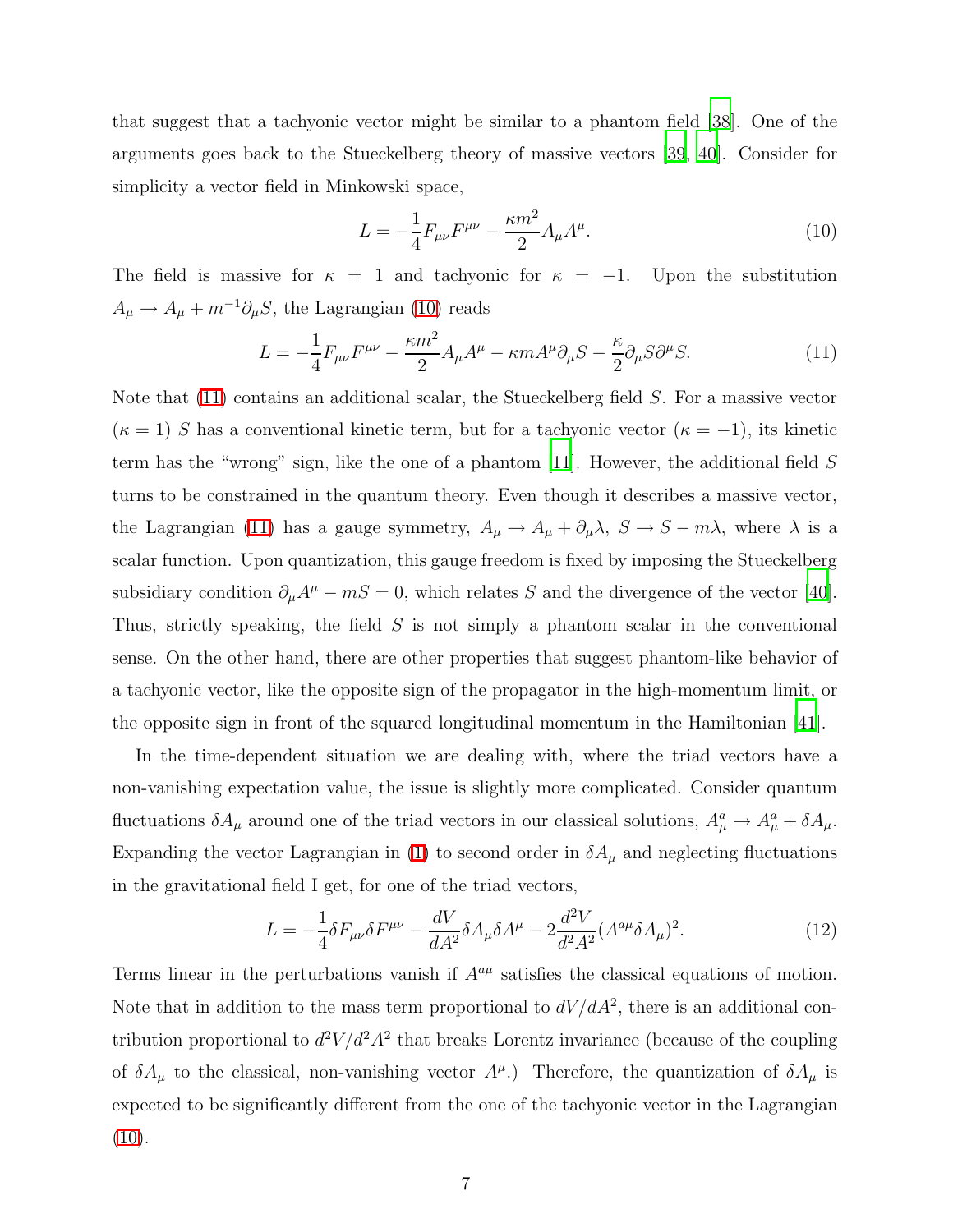that suggest that a tachyonic vector might be similar to a phantom field [38]. One of the arguments goes back to the Stueckelberg theory of massive vectors [39, 40]. Consider for simplicity a vector field in Minkowski space,

$$L = -\frac{1}{4}F_{\mu\nu}F^{\mu\nu} - \frac{\kappa m^2}{2}A_\mu A^\mu. \tag{10}$$

The field is massive for $\kappa = 1$ and tachyonic for $\kappa = -1$. Upon the substitution $A_\mu \to A_\mu + m^{-1}\partial_\mu S$, the Lagrangian (10) reads

$$L = -\frac{1}{4}F_{\mu\nu}F^{\mu\nu} - \frac{\kappa m^2}{2}A_\mu A^\mu - \kappa m A^\mu \partial_\mu S - \frac{\kappa}{2}\partial_\mu S \partial^\mu S. \tag{11}$$

Note that (11) contains an additional scalar, the Stueckelberg field $S$. For a massive vector ($\kappa = 1$) $S$ has a conventional kinetic term, but for a tachyonic vector ($\kappa = -1$), its kinetic term has the "wrong" sign, like the one of a phantom [11]. However, the additional field $S$ turns to be constrained in the quantum theory. Even though it describes a massive vector, the Lagrangian (11) has a gauge symmetry, $A_\mu \to A_\mu + \partial_\mu \lambda$, $S \to S - m\lambda$, where $\lambda$ is a scalar function. Upon quantization, this gauge freedom is fixed by imposing the Stueckelberg subsidiary condition $\partial_\mu A^\mu - mS = 0$, which relates $S$ and the divergence of the vector [40]. Thus, strictly speaking, the field $S$ is not simply a phantom scalar in the conventional sense. On the other hand, there are other properties that suggest phantom-like behavior of a tachyonic vector, like the opposite sign of the propagator in the high-momentum limit, or the opposite sign in front of the squared longitudinal momentum in the Hamiltonian [41].

In the time-dependent situation we are dealing with, where the triad vectors have a non-vanishing expectation value, the issue is slightly more complicated. Consider quantum fluctuations $\delta A_\mu$ around one of the triad vectors in our classical solutions, $A^a_\mu \to A^a_\mu + \delta A_\mu$. Expanding the vector Lagrangian in (1) to second order in $\delta A_\mu$ and neglecting fluctuations in the gravitational field I get, for one of the triad vectors,

$$L = -\frac{1}{4}\delta F_{\mu\nu}\delta F^{\mu\nu} - \frac{dV}{dA^2}\delta A_\mu \delta A^\mu - 2\frac{d^2V}{d^2A^2}(A^{a\mu}\delta A_\mu)^2. \tag{12}$$

Terms linear in the perturbations vanish if $A^{a\mu}$ satisfies the classical equations of motion. Note that in addition to the mass term proportional to $dV/dA^2$, there is an additional contribution proportional to $d^2V/d^2A^2$ that breaks Lorentz invariance (because of the coupling of $\delta A_\mu$ to the classical, non-vanishing vector $A^\mu$.) Therefore, the quantization of $\delta A_\mu$ is expected to be significantly different from the one of the tachyonic vector in the Lagrangian (10).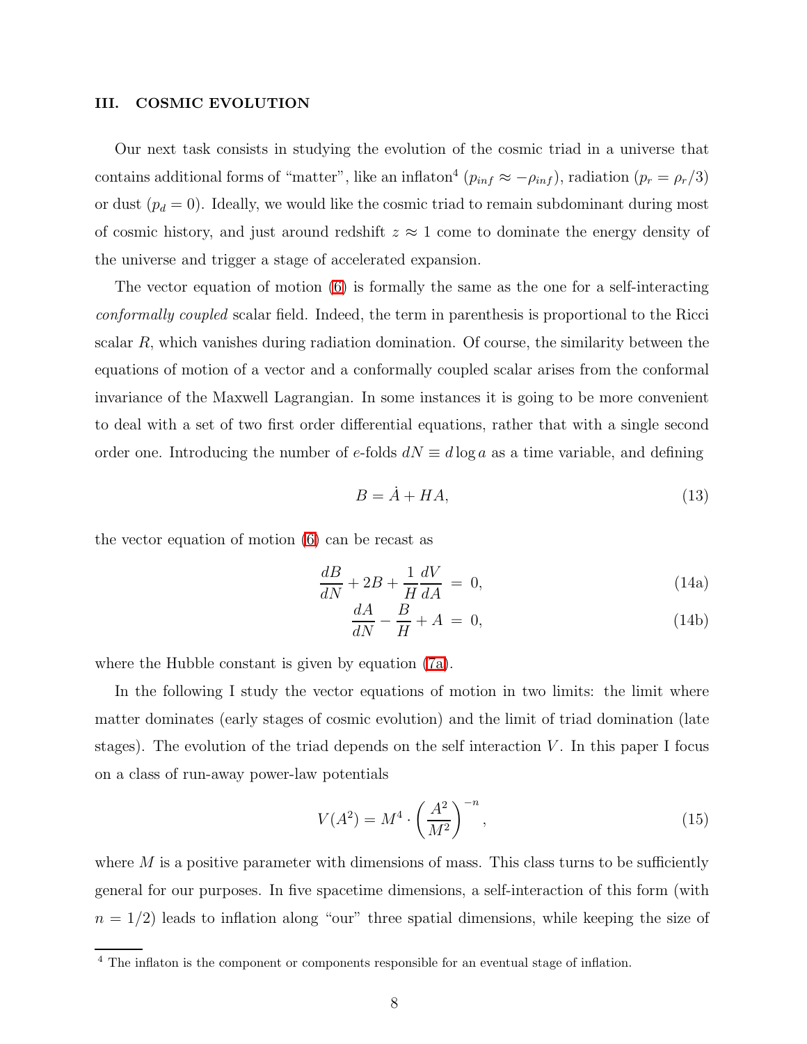## III. COSMIC EVOLUTION

Our next task consists in studying the evolution of the cosmic triad in a universe that contains additional forms of "matter", like an inflaton[4] ($p_{inf} \approx -\rho_{inf}$), radiation ($p_r = \rho_r/3$) or dust ($p_d = 0$). Ideally, we would like the cosmic triad to remain subdominant during most of cosmic history, and just around redshift $z \approx 1$ come to dominate the energy density of the universe and trigger a stage of accelerated expansion.

The vector equation of motion (6) is formally the same as the one for a self-interacting *conformally coupled* scalar field. Indeed, the term in parenthesis is proportional to the Ricci scalar $R$, which vanishes during radiation domination. Of course, the similarity between the equations of motion of a vector and a conformally coupled scalar arises from the conformal invariance of the Maxwell Lagrangian. In some instances it is going to be more convenient to deal with a set of two first order differential equations, rather that with a single second order one. Introducing the number of $e$-folds $dN \equiv d\log a$ as a time variable, and defining

$$B = \dot{A} + HA, \tag{13}$$

the vector equation of motion (6) can be recast as

$$\frac{dB}{dN} + 2B + \frac{1}{H}\frac{dV}{dA} = 0, \tag{14a}$$

$$\frac{dA}{dN} - \frac{B}{H} + A = 0, \tag{14b}$$

where the Hubble constant is given by equation (7a).

In the following I study the vector equations of motion in two limits: the limit where matter dominates (early stages of cosmic evolution) and the limit of triad domination (late stages). The evolution of the triad depends on the self interaction $V$. In this paper I focus on a class of run-away power-law potentials

$$V(A^2) = M^4 \cdot \left(\frac{A^2}{M^2}\right)^{-n}, \tag{15}$$

where $M$ is a positive parameter with dimensions of mass. This class turns to be sufficiently general for our purposes. In five spacetime dimensions, a self-interaction of this form (with $n = 1/2$) leads to inflation along "our" three spatial dimensions, while keeping the size of

[4] The inflaton is the component or components responsible for an eventual stage of inflation.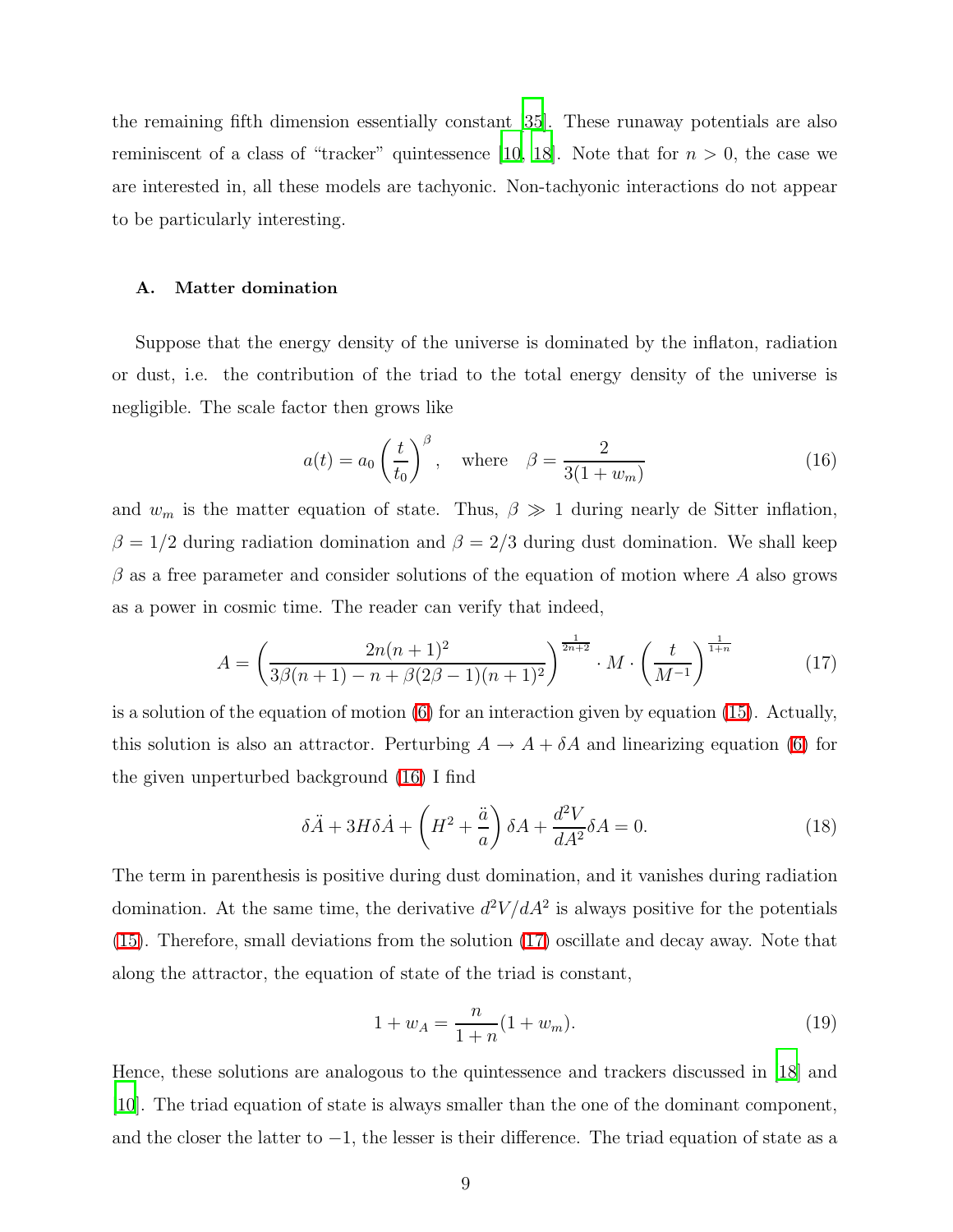the remaining fifth dimension essentially constant [35]. These runaway potentials are also reminiscent of a class of "tracker" quintessence [10, 18]. Note that for $n > 0$, the case we are interested in, all these models are tachyonic. Non-tachyonic interactions do not appear to be particularly interesting.

### A. Matter domination

Suppose that the energy density of the universe is dominated by the inflaton, radiation or dust, i.e. the contribution of the triad to the total energy density of the universe is negligible. The scale factor then grows like

$$a(t) = a_0 \left(\frac{t}{t_0}\right)^\beta, \quad \text{where} \quad \beta = \frac{2}{3(1+w_m)} \tag{16}$$

and $w_m$ is the matter equation of state. Thus, $\beta \gg 1$ during nearly de Sitter inflation, $\beta = 1/2$ during radiation domination and $\beta = 2/3$ during dust domination. We shall keep $\beta$ as a free parameter and consider solutions of the equation of motion where $A$ also grows as a power in cosmic time. The reader can verify that indeed,

$$A = \left(\frac{2n(n+1)^2}{3\beta(n+1) - n + \beta(2\beta-1)(n+1)^2}\right)^{\frac{1}{2n+2}} \cdot M \cdot \left(\frac{t}{M^{-1}}\right)^{\frac{1}{1+n}} \tag{17}$$

is a solution of the equation of motion (6) for an interaction given by equation (15). Actually, this solution is also an attractor. Perturbing $A \to A + \delta A$ and linearizing equation (6) for the given unperturbed background (16) I find

$$\delta\ddot{A} + 3H\delta\dot{A} + \left(H^2 + \frac{\ddot{a}}{a}\right)\delta A + \frac{d^2V}{dA^2}\delta A = 0. \tag{18}$$

The term in parenthesis is positive during dust domination, and it vanishes during radiation domination. At the same time, the derivative $d^2V/dA^2$ is always positive for the potentials (15). Therefore, small deviations from the solution (17) oscillate and decay away. Note that along the attractor, the equation of state of the triad is constant,

$$1 + w_A = \frac{n}{1+n}(1 + w_m). \tag{19}$$

Hence, these solutions are analogous to the quintessence and trackers discussed in [18] and [10]. The triad equation of state is always smaller than the one of the dominant component, and the closer the latter to $-1$, the lesser is their difference. The triad equation of state as a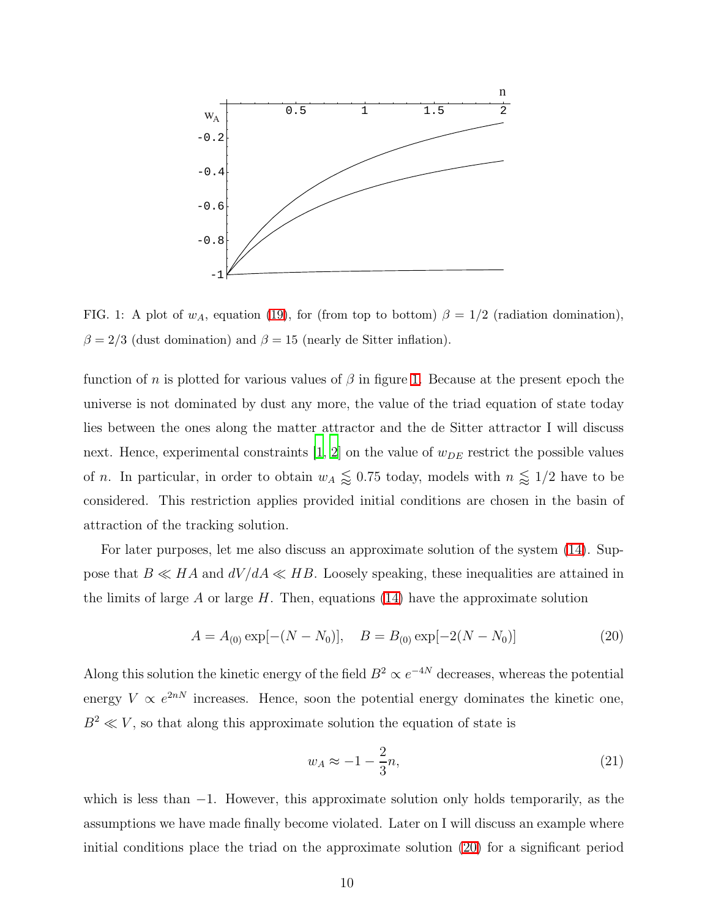FIG. 1: A plot of $w_A$, equation (19), for (from top to bottom) $\beta = 1/2$ (radiation domination), $\beta = 2/3$ (dust domination) and $\beta = 15$ (nearly de Sitter inflation).

function of $n$ is plotted for various values of $\beta$ in figure 1. Because at the present epoch the universe is not dominated by dust any more, the value of the triad equation of state today lies between the ones along the matter attractor and the de Sitter attractor I will discuss next. Hence, experimental constraints [1, 2] on the value of $w_{DE}$ restrict the possible values of $n$. In particular, in order to obtain $w_A \lessapprox 0.75$ today, models with $n \lessapprox 1/2$ have to be considered. This restriction applies provided initial conditions are chosen in the basin of attraction of the tracking solution.

For later purposes, let me also discuss an approximate solution of the system (14). Suppose that $B \ll HA$ and $dV/dA \ll HB$. Loosely speaking, these inequalities are attained in the limits of large $A$ or large $H$. Then, equations (14) have the approximate solution

$$A = A_{(0)} \exp[-(N - N_0)], \quad B = B_{(0)} \exp[-2(N - N_0)] \tag{20}$$

Along this solution the kinetic energy of the field $B^2 \propto e^{-4N}$ decreases, whereas the potential energy $V \propto e^{2nN}$ increases. Hence, soon the potential energy dominates the kinetic one, $B^2 \ll V$, so that along this approximate solution the equation of state is

$$w_A \approx -1 - \frac{2}{3}n, \tag{21}$$

which is less than $-1$. However, this approximate solution only holds temporarily, as the assumptions we have made finally become violated. Later on I will discuss an example where initial conditions place the triad on the approximate solution (20) for a significant period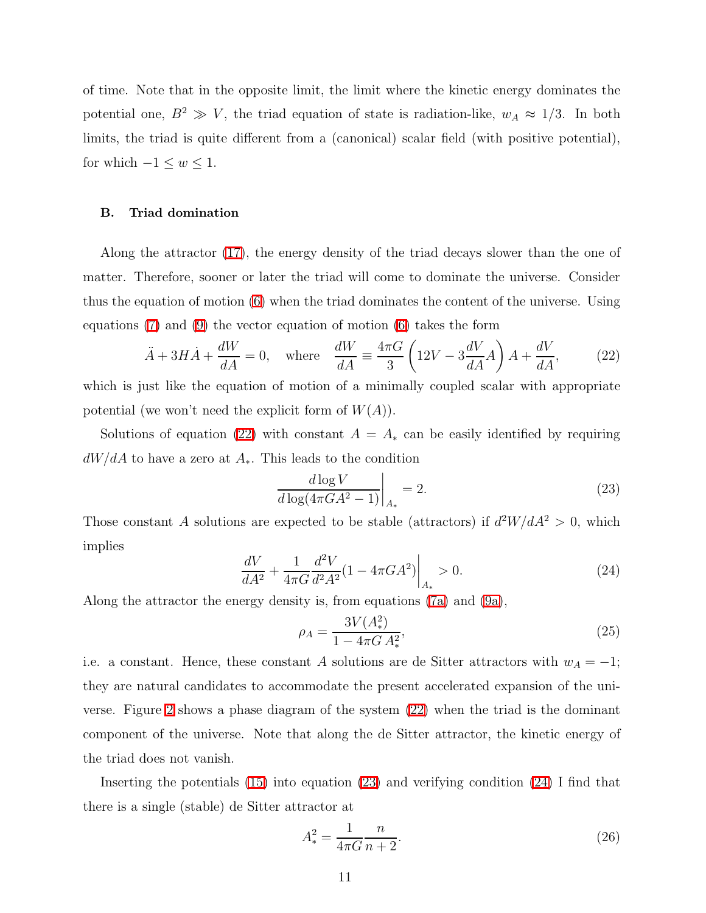of time. Note that in the opposite limit, the limit where the kinetic energy dominates the potential one, $B^2 \gg V$, the triad equation of state is radiation-like, $w_A \approx 1/3$. In both limits, the triad is quite different from a (canonical) scalar field (with positive potential), for which $-1 \leq w \leq 1$.

### B. Triad domination

Along the attractor (17), the energy density of the triad decays slower than the one of matter. Therefore, sooner or later the triad will come to dominate the universe. Consider thus the equation of motion (6) when the triad dominates the content of the universe. Using equations (7) and (9) the vector equation of motion (6) takes the form

$$\ddot{A} + 3H\dot{A} + \frac{dW}{dA} = 0, \quad \text{where} \quad \frac{dW}{dA} \equiv \frac{4\pi G}{3}\left(12V - 3\frac{dV}{dA}A\right)A + \frac{dV}{dA}, \tag{22}$$

which is just like the equation of motion of a minimally coupled scalar with appropriate potential (we won't need the explicit form of $W(A)$).

Solutions of equation (22) with constant $A = A_*$ can be easily identified by requiring $dW/dA$ to have a zero at $A_*$. This leads to the condition

$$\left.\frac{d\log V}{d\log(4\pi G A^2 - 1)}\right|_{A_*} = 2. \tag{23}$$

Those constant $A$ solutions are expected to be stable (attractors) if $d^2W/dA^2 > 0$, which implies

$$\left.\frac{dV}{dA^2} + \frac{1}{4\pi G}\frac{d^2V}{d^2A^2}(1 - 4\pi G A^2)\right|_{A_*} > 0. \tag{24}$$

Along the attractor the energy density is, from equations (7a) and (9a),

$$\rho_A = \frac{3V(A_*^2)}{1 - 4\pi G\, A_*^2}, \tag{25}$$

i.e. a constant. Hence, these constant $A$ solutions are de Sitter attractors with $w_A = -1$; they are natural candidates to accommodate the present accelerated expansion of the universe. Figure 2 shows a phase diagram of the system (22) when the triad is the dominant component of the universe. Note that along the de Sitter attractor, the kinetic energy of the triad does not vanish.

Inserting the potentials (15) into equation (23) and verifying condition (24) I find that there is a single (stable) de Sitter attractor at

$$A_*^2 = \frac{1}{4\pi G}\frac{n}{n+2}. \tag{26}$$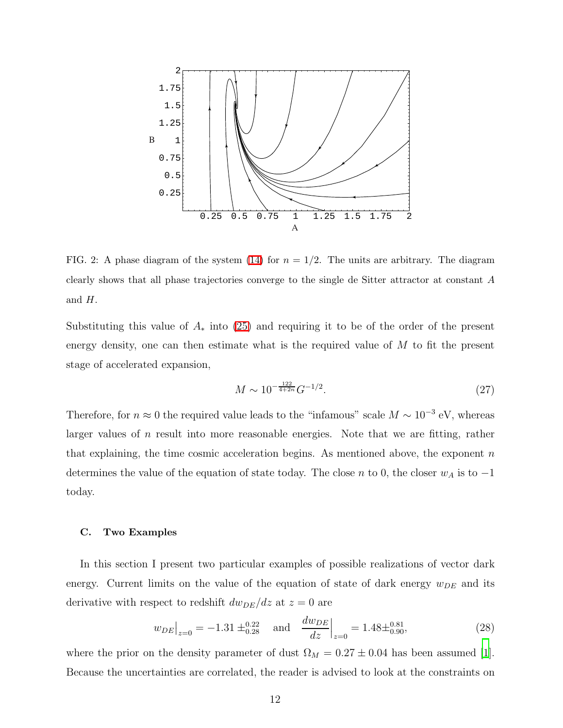FIG. 2: A phase diagram of the system (14) for $n = 1/2$. The units are arbitrary. The diagram clearly shows that all phase trajectories converge to the single de Sitter attractor at constant $A$ and $H$.

Substituting this value of $A_*$ into (25) and requiring it to be of the order of the present energy density, one can then estimate what is the required value of $M$ to fit the present stage of accelerated expansion,

$$M \sim 10^{-\frac{122}{4+2n}} G^{-1/2}. \tag{27}$$

Therefore, for $n \approx 0$ the required value leads to the "infamous" scale $M \sim 10^{-3}$ eV, whereas larger values of $n$ result into more reasonable energies. Note that we are fitting, rather that explaining, the time cosmic acceleration begins. As mentioned above, the exponent $n$ determines the value of the equation of state today. The close $n$ to 0, the closer $w_A$ is to $-1$ today.

### C. Two Examples

In this section I present two particular examples of possible realizations of vector dark energy. Current limits on the value of the equation of state of dark energy $w_{DE}$ and its derivative with respect to redshift $dw_{DE}/dz$ at $z = 0$ are

$$w_{DE}\big|_{z=0} = -1.31 \pm^{0.22}_{0.28} \quad \text{and} \quad \frac{dw_{DE}}{dz}\Big|_{z=0} = 1.48 \pm^{0.81}_{0.90}, \tag{28}$$

where the prior on the density parameter of dust $\Omega_M = 0.27 \pm 0.04$ has been assumed [1]. Because the uncertainties are correlated, the reader is advised to look at the constraints on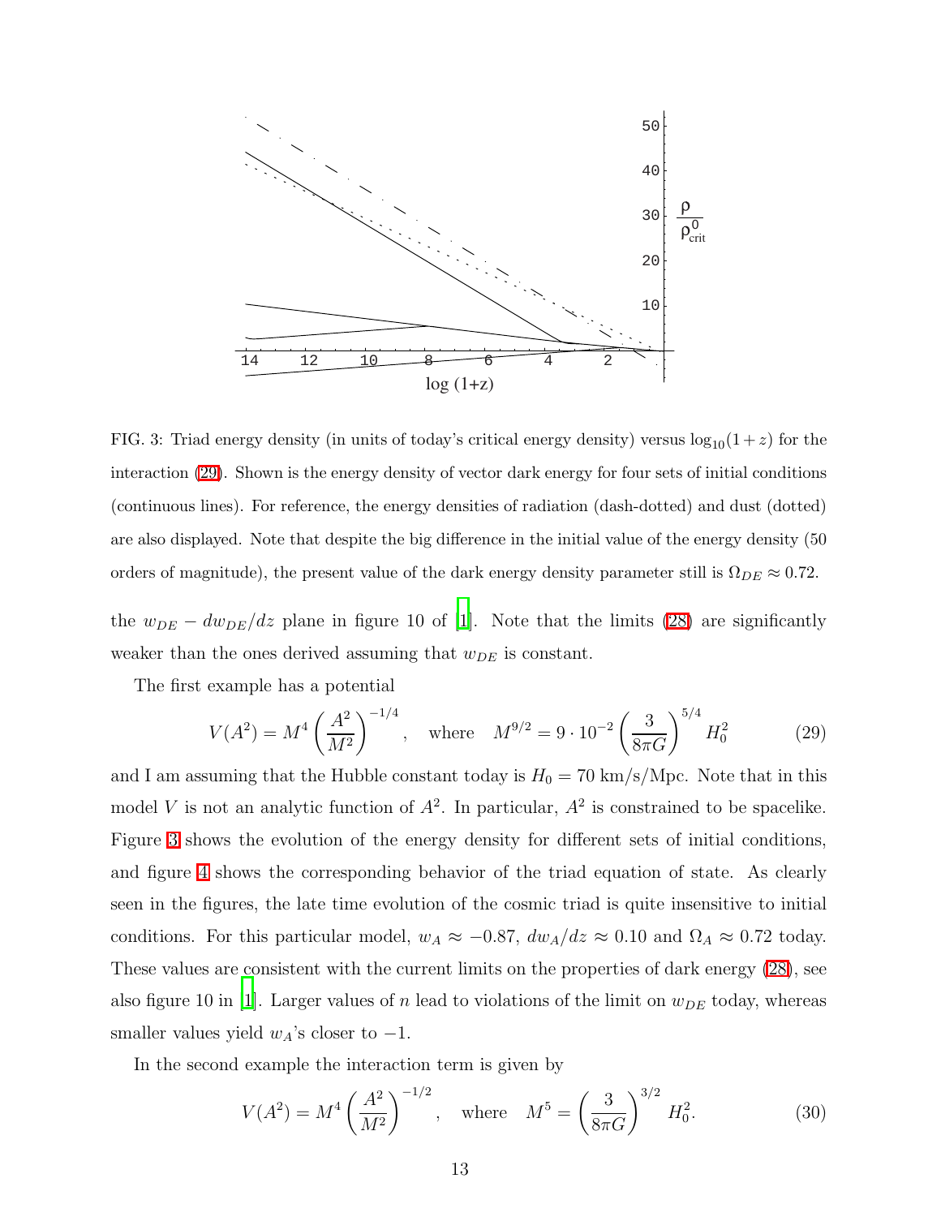FIG. 3: Triad energy density (in units of today's critical energy density) versus $\log_{10}(1+z)$ for the interaction (29). Shown is the energy density of vector dark energy for four sets of initial conditions (continuous lines). For reference, the energy densities of radiation (dash-dotted) and dust (dotted) are also displayed. Note that despite the big difference in the initial value of the energy density (50 orders of magnitude), the present value of the dark energy density parameter still is $\Omega_{DE} \approx 0.72$.

the $w_{DE} - dw_{DE}/dz$ plane in figure 10 of [1]. Note that the limits (28) are significantly weaker than the ones derived assuming that $w_{DE}$ is constant.

The first example has a potential

$$V(A^2) = M^4 \left(\frac{A^2}{M^2}\right)^{-1/4}, \quad \text{where} \quad M^{9/2} = 9 \cdot 10^{-2} \left(\frac{3}{8\pi G}\right)^{5/4} H_0^2 \tag{29}$$

and I am assuming that the Hubble constant today is $H_0 = 70$ km/s/Mpc. Note that in this model $V$ is not an analytic function of $A^2$. In particular, $A^2$ is constrained to be spacelike. Figure 3 shows the evolution of the energy density for different sets of initial conditions, and figure 4 shows the corresponding behavior of the triad equation of state. As clearly seen in the figures, the late time evolution of the cosmic triad is quite insensitive to initial conditions. For this particular model, $w_A \approx -0.87$, $dw_A/dz \approx 0.10$ and $\Omega_A \approx 0.72$ today. These values are consistent with the current limits on the properties of dark energy (28), see also figure 10 in [1]. Larger values of $n$ lead to violations of the limit on $w_{DE}$ today, whereas smaller values yield $w_A$'s closer to $-1$.

In the second example the interaction term is given by

$$V(A^2) = M^4 \left(\frac{A^2}{M^2}\right)^{-1/2}, \quad \text{where} \quad M^5 = \left(\frac{3}{8\pi G}\right)^{3/2} H_0^2. \tag{30}$$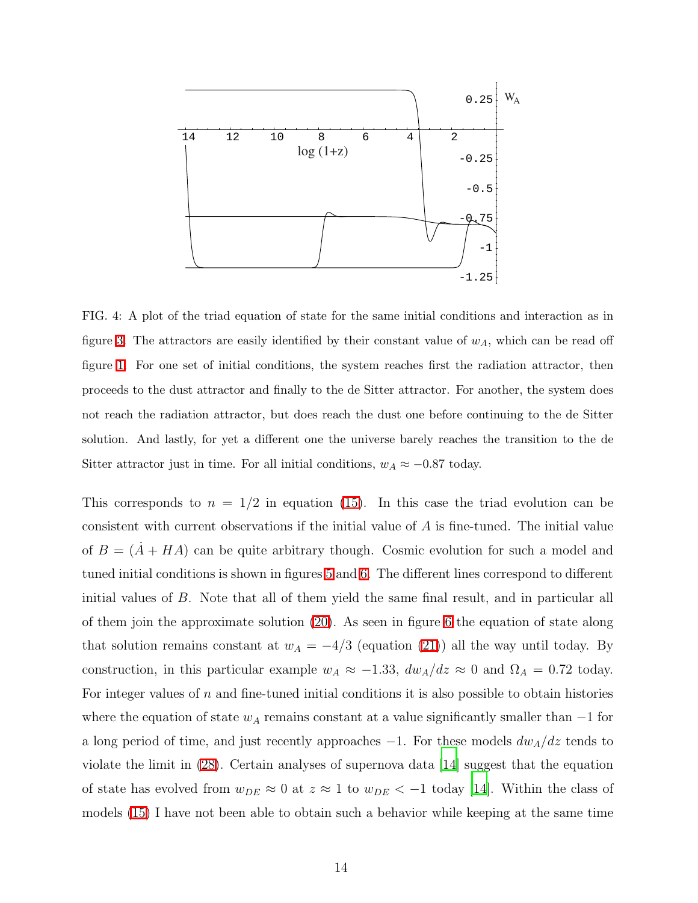FIG. 4: A plot of the triad equation of state for the same initial conditions and interaction as in figure 3. The attractors are easily identified by their constant value of $w_A$, which can be read off figure 1. For one set of initial conditions, the system reaches first the radiation attractor, then proceeds to the dust attractor and finally to the de Sitter attractor. For another, the system does not reach the radiation attractor, but does reach the dust one before continuing to the de Sitter solution. And lastly, for yet a different one the universe barely reaches the transition to the de Sitter attractor just in time. For all initial conditions, $w_A \approx -0.87$ today.

This corresponds to $n = 1/2$ in equation (15). In this case the triad evolution can be consistent with current observations if the initial value of $A$ is fine-tuned. The initial value of $B = (\dot{A} + HA)$ can be quite arbitrary though. Cosmic evolution for such a model and tuned initial conditions is shown in figures 5 and 6. The different lines correspond to different initial values of $B$. Note that all of them yield the same final result, and in particular all of them join the approximate solution (20). As seen in figure 6 the equation of state along that solution remains constant at $w_A = -4/3$ (equation (21)) all the way until today. By construction, in this particular example $w_A \approx -1.33$, $dw_A/dz \approx 0$ and $\Omega_A = 0.72$ today. For integer values of $n$ and fine-tuned initial conditions it is also possible to obtain histories where the equation of state $w_A$ remains constant at a value significantly smaller than $-1$ for a long period of time, and just recently approaches $-1$. For these models $dw_A/dz$ tends to violate the limit in (28). Certain analyses of supernova data [14] suggest that the equation of state has evolved from $w_{DE} \approx 0$ at $z \approx 1$ to $w_{DE} < -1$ today [14]. Within the class of models (15) I have not been able to obtain such a behavior while keeping at the same time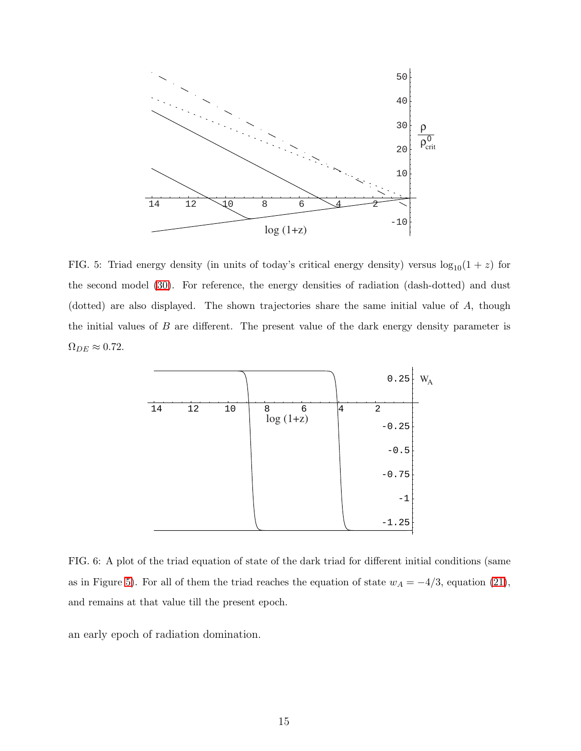FIG. 5: Triad energy density (in units of today's critical energy density) versus $\log_{10}(1+z)$ for the second model (30). For reference, the energy densities of radiation (dash-dotted) and dust (dotted) are also displayed. The shown trajectories share the same initial value of $A$, though the initial values of $B$ are different. The present value of the dark energy density parameter is $\Omega_{DE} \approx 0.72$.

FIG. 6: A plot of the triad equation of state of the dark triad for different initial conditions (same as in Figure 5). For all of them the triad reaches the equation of state $w_A = -4/3$, equation (21), and remains at that value till the present epoch.

an early epoch of radiation domination.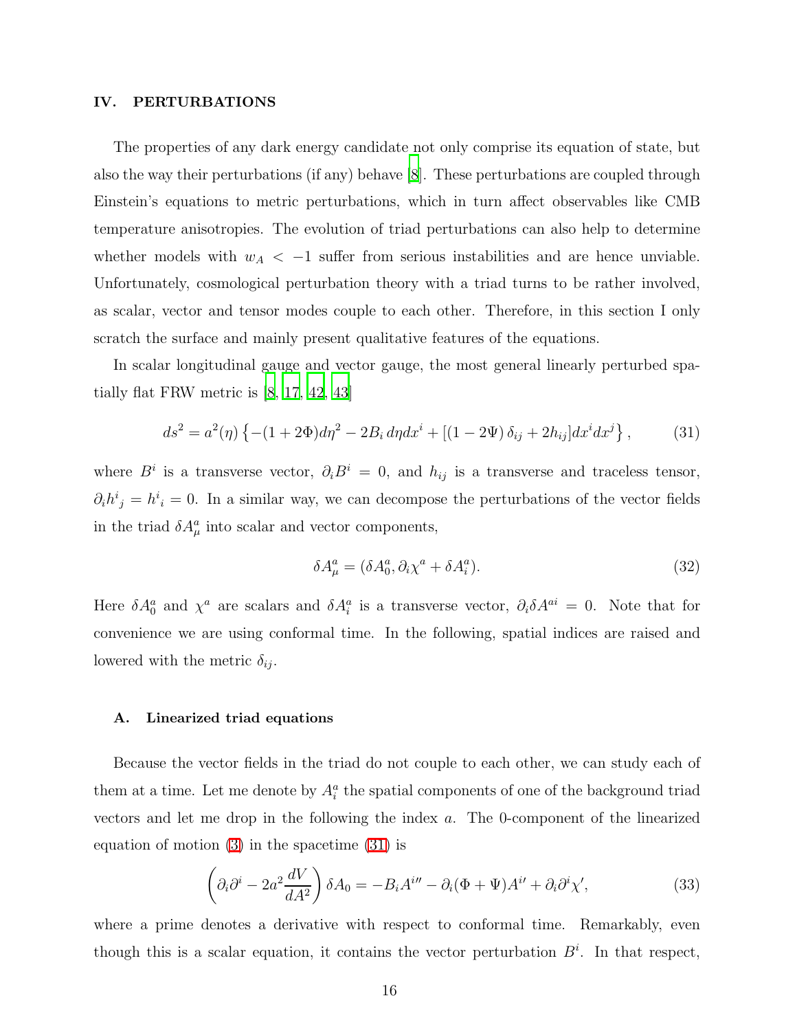## IV. PERTURBATIONS

The properties of any dark energy candidate not only comprise its equation of state, but also the way their perturbations (if any) behave [8]. These perturbations are coupled through Einstein's equations to metric perturbations, which in turn affect observables like CMB temperature anisotropies. The evolution of triad perturbations can also help to determine whether models with $w_A < -1$ suffer from serious instabilities and are hence unviable. Unfortunately, cosmological perturbation theory with a triad turns to be rather involved, as scalar, vector and tensor modes couple to each other. Therefore, in this section I only scratch the surface and mainly present qualitative features of the equations.

In scalar longitudinal gauge and vector gauge, the most general linearly perturbed spatially flat FRW metric is [8, 17, 42, 43]

$$ds^2 = a^2(\eta)\left\{-(1+2\Phi)d\eta^2 - 2B_i\, d\eta dx^i + [(1-2\Psi)\,\delta_{ij} + 2h_{ij}]dx^i dx^j\right\}, \tag{31}$$

where $B^i$ is a transverse vector, $\partial_i B^i = 0$, and $h_{ij}$ is a transverse and traceless tensor, $\partial_i h^i{}_j = h^i{}_i = 0$. In a similar way, we can decompose the perturbations of the vector fields in the triad $\delta A^a_\mu$ into scalar and vector components,

$$\delta A^a_\mu = (\delta A^a_0, \partial_i \chi^a + \delta A^a_i). \tag{32}$$

Here $\delta A^a_0$ and $\chi^a$ are scalars and $\delta A^a_i$ is a transverse vector, $\partial_i \delta A^{ai} = 0$. Note that for convenience we are using conformal time. In the following, spatial indices are raised and lowered with the metric $\delta_{ij}$.

### A. Linearized triad equations

Because the vector fields in the triad do not couple to each other, we can study each of them at a time. Let me denote by $A^a_i$ the spatial components of one of the background triad vectors and let me drop in the following the index $a$. The 0-component of the linearized equation of motion (3) in the spacetime (31) is

$$\left(\partial_i\partial^i - 2a^2\frac{dV}{dA^2}\right)\delta A_0 = -B_i A^{i\prime\prime} - \partial_i(\Phi+\Psi)A^{i\prime} + \partial_i\partial^i\chi^\prime, \tag{33}$$

where a prime denotes a derivative with respect to conformal time. Remarkably, even though this is a scalar equation, it contains the vector perturbation $B^i$. In that respect,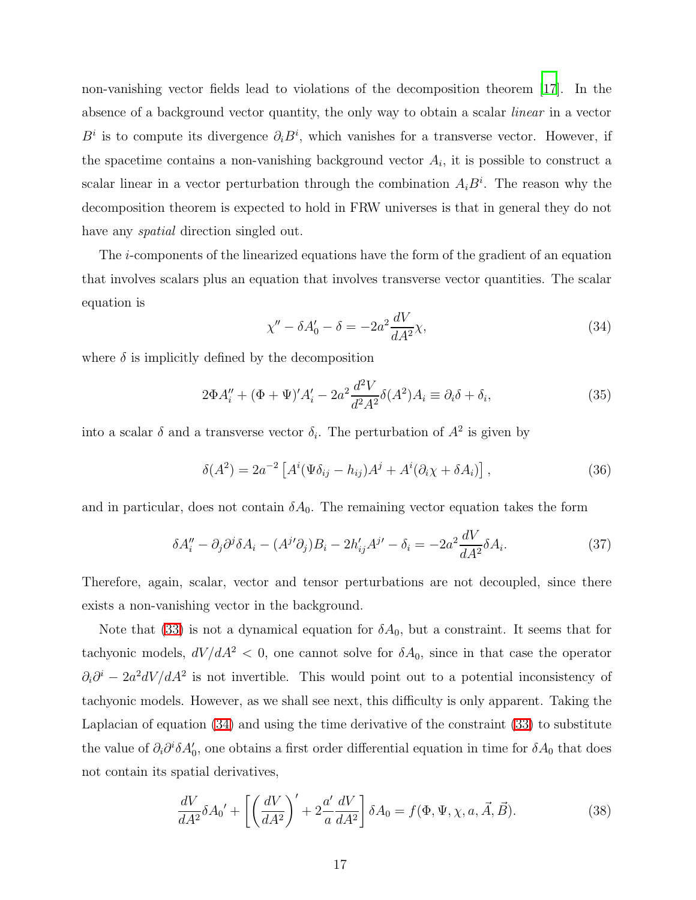non-vanishing vector fields lead to violations of the decomposition theorem [17]. In the absence of a background vector quantity, the only way to obtain a scalar *linear* in a vector $B^i$ is to compute its divergence $\partial_i B^i$, which vanishes for a transverse vector. However, if the spacetime contains a non-vanishing background vector $A_i$, it is possible to construct a scalar linear in a vector perturbation through the combination $A_i B^i$. The reason why the decomposition theorem is expected to hold in FRW universes is that in general they do not have any *spatial* direction singled out.

The $i$-components of the linearized equations have the form of the gradient of an equation that involves scalars plus an equation that involves transverse vector quantities. The scalar equation is

$$\chi'' - \delta A_0' - \delta = -2a^2 \frac{dV}{dA^2}\chi, \tag{34}$$

where $\delta$ is implicitly defined by the decomposition

$$2\Phi A_i'' + (\Phi + \Psi)' A_i' - 2a^2 \frac{d^2V}{d^2A^2}\delta(A^2) A_i \equiv \partial_i \delta + \delta_i, \tag{35}$$

into a scalar $\delta$ and a transverse vector $\delta_i$. The perturbation of $A^2$ is given by

$$\delta(A^2) = 2a^{-2}\left[A^i(\Psi\delta_{ij} - h_{ij})A^j + A^i(\partial_i\chi + \delta A_i)\right], \tag{36}$$

and in particular, does not contain $\delta A_0$. The remaining vector equation takes the form

$$\delta A_i'' - \partial_j\partial^j \delta A_i - (A^{j\prime}\partial_j)B_i - 2h_{ij}' A^{j\prime} - \delta_i = -2a^2 \frac{dV}{dA^2}\delta A_i. \tag{37}$$

Therefore, again, scalar, vector and tensor perturbations are not decoupled, since there exists a non-vanishing vector in the background.

Note that (33) is not a dynamical equation for $\delta A_0$, but a constraint. It seems that for tachyonic models, $dV/dA^2 < 0$, one cannot solve for $\delta A_0$, since in that case the operator $\partial_i\partial^i - 2a^2 dV/dA^2$ is not invertible. This would point out to a potential inconsistency of tachyonic models. However, as we shall see next, this difficulty is only apparent. Taking the Laplacian of equation (34) and using the time derivative of the constraint (33) to substitute the value of $\partial_i\partial^i\delta A_0'$, one obtains a first order differential equation in time for $\delta A_0$ that does not contain its spatial derivatives,

$$\frac{dV}{dA^2}\delta A_0{}' + \left[\left(\frac{dV}{dA^2}\right)' + 2\frac{a'}{a}\frac{dV}{dA^2}\right]\delta A_0 = f(\Phi, \Psi, \chi, a, \vec{A}, \vec{B}). \tag{38}$$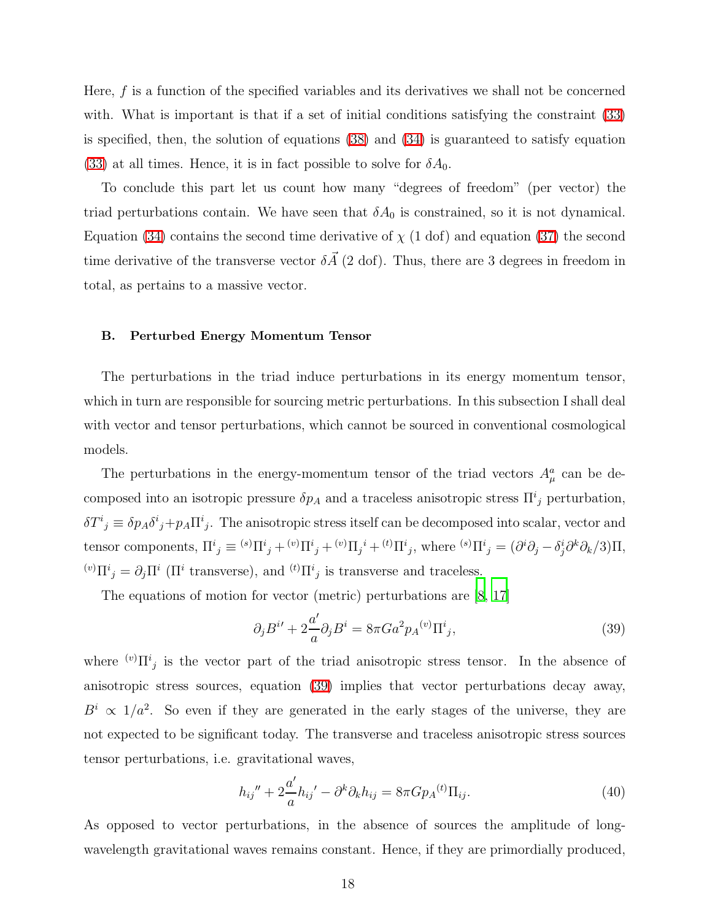Here, $f$ is a function of the specified variables and its derivatives we shall not be concerned with. What is important is that if a set of initial conditions satisfying the constraint (33) is specified, then, the solution of equations (38) and (34) is guaranteed to satisfy equation (33) at all times. Hence, it is in fact possible to solve for $\delta A_0$.

To conclude this part let us count how many "degrees of freedom" (per vector) the triad perturbations contain. We have seen that $\delta A_0$ is constrained, so it is not dynamical. Equation (34) contains the second time derivative of $\chi$ (1 dof) and equation (37) the second time derivative of the transverse vector $\delta\vec{A}$ (2 dof). Thus, there are 3 degrees in freedom in total, as pertains to a massive vector.

### B. Perturbed Energy Momentum Tensor

The perturbations in the triad induce perturbations in its energy momentum tensor, which in turn are responsible for sourcing metric perturbations. In this subsection I shall deal with vector and tensor perturbations, which cannot be sourced in conventional cosmological models.

The perturbations in the energy-momentum tensor of the triad vectors $A^a_\mu$ can be decomposed into an isotropic pressure $\delta p_A$ and a traceless anisotropic stress $\Pi^i{}_j$ perturbation, $\delta T^i{}_j \equiv \delta p_A \delta^i{}_j + p_A \Pi^i{}_j$. The anisotropic stress itself can be decomposed into scalar, vector and tensor components, $\Pi^i{}_j \equiv {}^{(s)}\Pi^i{}_j + {}^{(v)}\Pi^i{}_j + {}^{(v)}\Pi_j{}^i + {}^{(t)}\Pi^i{}_j$, where ${}^{(s)}\Pi^i{}_j = (\partial^i\partial_j - \delta^i_j \partial^k\partial_k/3)\Pi$, ${}^{(v)}\Pi^i{}_j = \partial_j \Pi^i$ ($\Pi^i$ transverse), and ${}^{(t)}\Pi^i{}_j$ is transverse and traceless.

The equations of motion for vector (metric) perturbations are [8, 17]

$$\partial_j B^{i\prime} + 2\frac{a'}{a}\partial_j B^i = 8\pi G a^2 p_A {}^{(v)}\Pi^i{}_j, \tag{39}$$

where ${}^{(v)}\Pi^i{}_j$ is the vector part of the triad anisotropic stress tensor. In the absence of anisotropic stress sources, equation (39) implies that vector perturbations decay away, $B^i \propto 1/a^2$. So even if they are generated in the early stages of the universe, they are not expected to be significant today. The transverse and traceless anisotropic stress sources tensor perturbations, i.e. gravitational waves,

$$h_{ij}{}'' + 2\frac{a'}{a}h_{ij}{}' - \partial^k\partial_k h_{ij} = 8\pi G p_A {}^{(t)}\Pi_{ij}. \tag{40}$$

As opposed to vector perturbations, in the absence of sources the amplitude of long-wavelength gravitational waves remains constant. Hence, if they are primordially produced,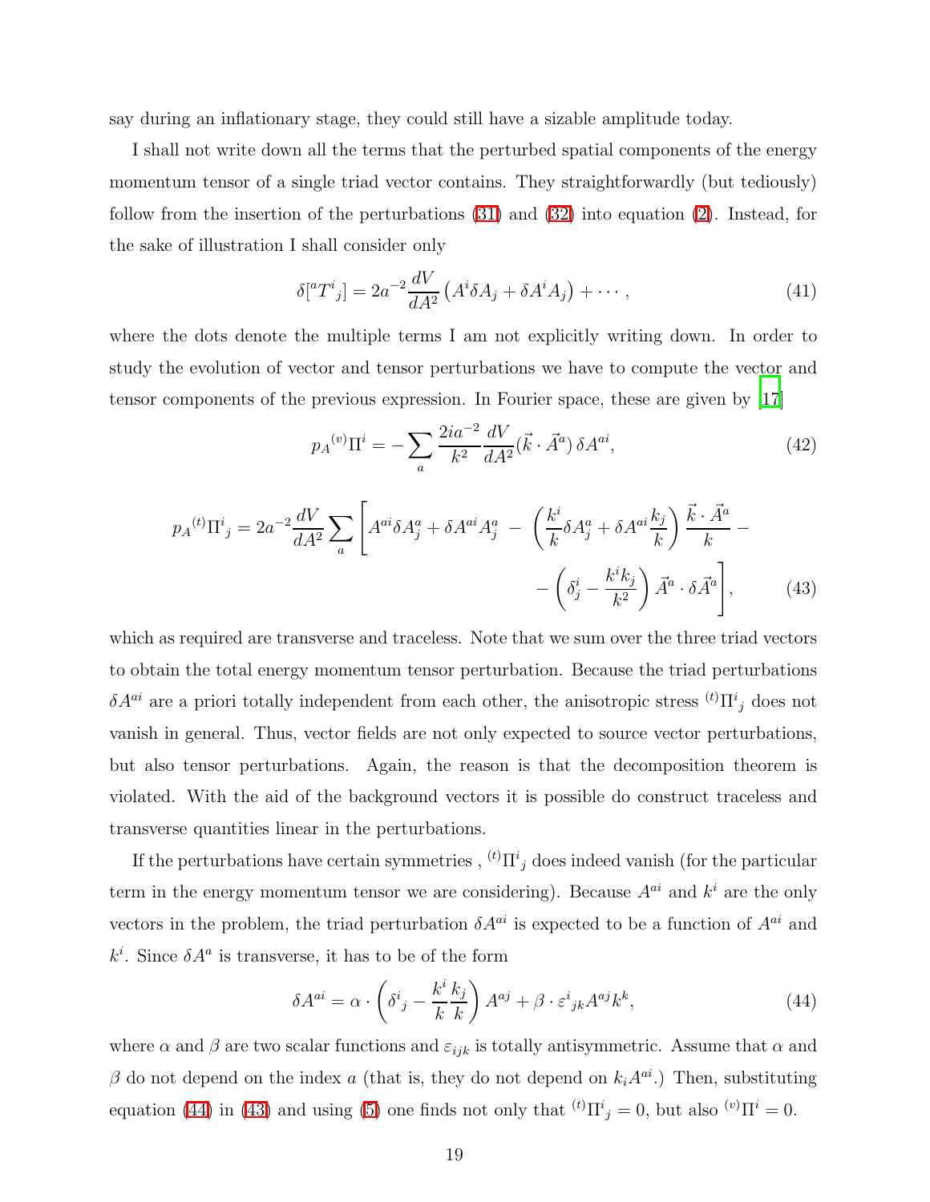say during an inflationary stage, they could still have a sizable amplitude today.

I shall not write down all the terms that the perturbed spatial components of the energy momentum tensor of a single triad vector contains. They straightforwardly (but tediously) follow from the insertion of the perturbations (31) and (32) into equation (2). Instead, for the sake of illustration I shall consider only

$$\delta[{}^aT^i{}_j] = 2a^{-2}\frac{dV}{dA^2}\left(A^i\delta A_j + \delta A^i A_j\right) + \cdots, \tag{41}$$

where the dots denote the multiple terms I am not explicitly writing down. In order to study the evolution of vector and tensor perturbations we have to compute the vector and tensor components of the previous expression. In Fourier space, these are given by [17]

$$p_A{}^{(v)}\Pi^i = -\sum_a \frac{2ia^{-2}}{k^2}\frac{dV}{dA^2}(\vec{k}\cdot\vec{A}^a)\,\delta A^{ai}, \tag{42}$$

$$p_A{}^{(t)}\Pi^i{}_j = 2a^{-2}\frac{dV}{dA^2}\sum_a\left[A^{ai}\delta A^a_j + \delta A^{ai}A^a_j \;-\; \left(\frac{k^i}{k}\delta A^a_j + \delta A^{ai}\frac{k_j}{k}\right)\frac{\vec{k}\cdot\vec{A}^a}{k} - \right.$$
$$\left. - \left(\delta^i_j - \frac{k^i k_j}{k^2}\right)\vec{A}^a\cdot\delta\vec{A}^a\right], \tag{43}$$

which as required are transverse and traceless. Note that we sum over the three triad vectors to obtain the total energy momentum tensor perturbation. Because the triad perturbations $\delta A^{ai}$ are a priori totally independent from each other, the anisotropic stress ${}^{(t)}\Pi^i{}_j$ does not vanish in general. Thus, vector fields are not only expected to source vector perturbations, but also tensor perturbations. Again, the reason is that the decomposition theorem is violated. With the aid of the background vectors it is possible do construct traceless and transverse quantities linear in the perturbations.

If the perturbations have certain symmetries , ${}^{(t)}\Pi^i{}_j$ does indeed vanish (for the particular term in the energy momentum tensor we are considering). Because $A^{ai}$ and $k^i$ are the only vectors in the problem, the triad perturbation $\delta A^{ai}$ is expected to be a function of $A^{ai}$ and $k^i$. Since $\delta A^a$ is transverse, it has to be of the form

$$\delta A^{ai} = \alpha\cdot\left(\delta^i{}_j - \frac{k^i}{k}\frac{k_j}{k}\right)A^{aj} + \beta\cdot\varepsilon^i{}_{jk}A^{aj}k^k, \tag{44}$$

where $\alpha$ and $\beta$ are two scalar functions and $\varepsilon_{ijk}$ is totally antisymmetric. Assume that $\alpha$ and $\beta$ do not depend on the index $a$ (that is, they do not depend on $k_iA^{ai}$.) Then, substituting equation (44) in (43) and using (5) one finds not only that ${}^{(t)}\Pi^i{}_j = 0$, but also ${}^{(v)}\Pi^i = 0$.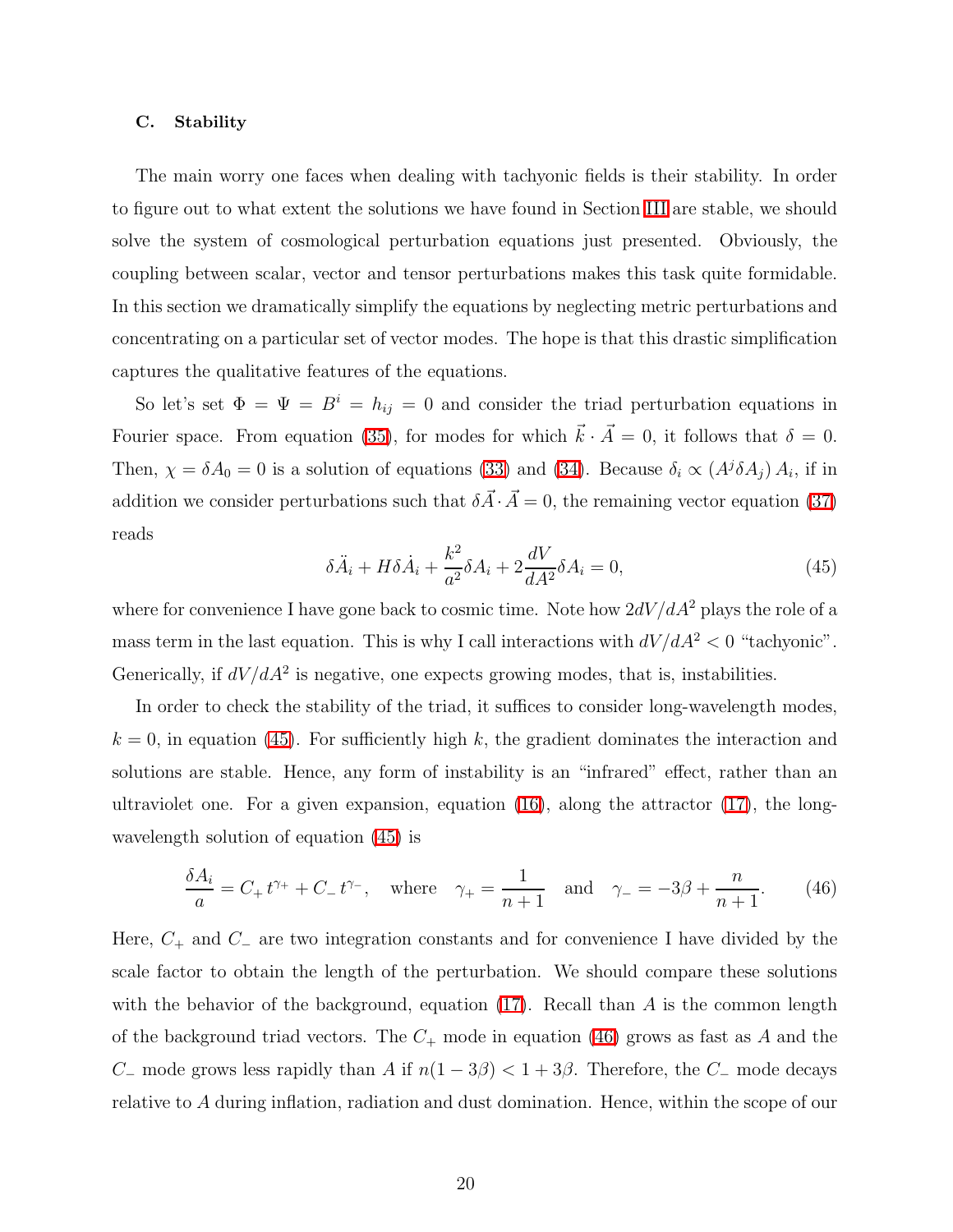### C. Stability

The main worry one faces when dealing with tachyonic fields is their stability. In order to figure out to what extent the solutions we have found in Section III are stable, we should solve the system of cosmological perturbation equations just presented. Obviously, the coupling between scalar, vector and tensor perturbations makes this task quite formidable. In this section we dramatically simplify the equations by neglecting metric perturbations and concentrating on a particular set of vector modes. The hope is that this drastic simplification captures the qualitative features of the equations.

So let's set $\Phi = \Psi = B^i = h_{ij} = 0$ and consider the triad perturbation equations in Fourier space. From equation (35), for modes for which $\vec{k} \cdot \vec{A} = 0$, it follows that $\delta = 0$. Then, $\chi = \delta A_0 = 0$ is a solution of equations (33) and (34). Because $\delta_i \propto (A^j \delta A_j) A_i$, if in addition we consider perturbations such that $\delta \vec{A} \cdot \vec{A} = 0$, the remaining vector equation (37) reads

$$\delta \ddot{A}_i + H \delta \dot{A}_i + \frac{k^2}{a^2} \delta A_i + 2 \frac{dV}{dA^2} \delta A_i = 0, \tag{45}$$

where for convenience I have gone back to cosmic time. Note how $2dV/dA^2$ plays the role of a mass term in the last equation. This is why I call interactions with $dV/dA^2 < 0$ "tachyonic". Generically, if $dV/dA^2$ is negative, one expects growing modes, that is, instabilities.

In order to check the stability of the triad, it suffices to consider long-wavelength modes, $k = 0$, in equation (45). For sufficiently high $k$, the gradient dominates the interaction and solutions are stable. Hence, any form of instability is an "infrared" effect, rather than an ultraviolet one. For a given expansion, equation (16), along the attractor (17), the long-wavelength solution of equation (45) is

$$\frac{\delta A_i}{a} = C_+ t^{\gamma_+} + C_- t^{\gamma_-}, \quad \text{where} \quad \gamma_+ = \frac{1}{n+1} \quad \text{and} \quad \gamma_- = -3\beta + \frac{n}{n+1}. \tag{46}$$

Here, $C_+$ and $C_-$ are two integration constants and for convenience I have divided by the scale factor to obtain the length of the perturbation. We should compare these solutions with the behavior of the background, equation (17). Recall than $A$ is the common length of the background triad vectors. The $C_+$ mode in equation (46) grows as fast as $A$ and the $C_-$ mode grows less rapidly than $A$ if $n(1 - 3\beta) < 1 + 3\beta$. Therefore, the $C_-$ mode decays relative to $A$ during inflation, radiation and dust domination. Hence, within the scope of our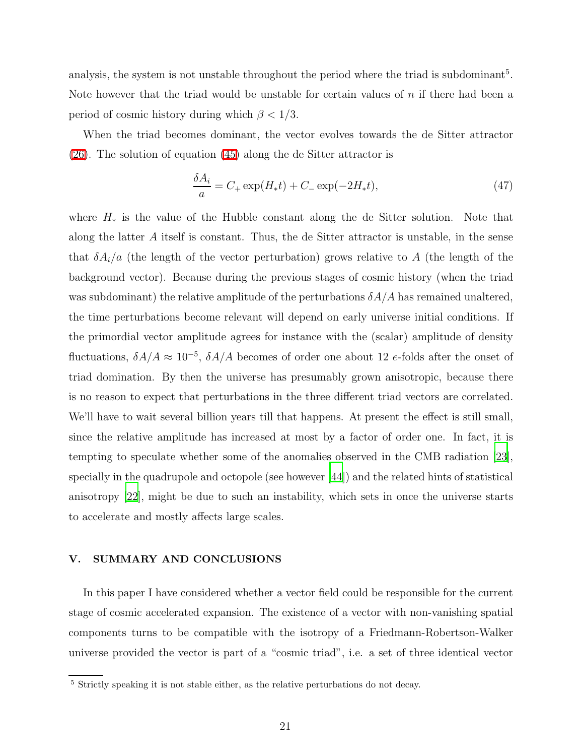analysis, the system is not unstable throughout the period where the triad is subdominant[5]. Note however that the triad would be unstable for certain values of $n$ if there had been a period of cosmic history during which $\beta < 1/3$.

When the triad becomes dominant, the vector evolves towards the de Sitter attractor (26). The solution of equation (45) along the de Sitter attractor is

$$\frac{\delta A_i}{a} = C_+ \exp(H_* t) + C_- \exp(-2H_* t), \tag{47}$$

where $H_*$ is the value of the Hubble constant along the de Sitter solution. Note that along the latter $A$ itself is constant. Thus, the de Sitter attractor is unstable, in the sense that $\delta A_i/a$ (the length of the vector perturbation) grows relative to $A$ (the length of the background vector). Because during the previous stages of cosmic history (when the triad was subdominant) the relative amplitude of the perturbations $\delta A/A$ has remained unaltered, the time perturbations become relevant will depend on early universe initial conditions. If the primordial vector amplitude agrees for instance with the (scalar) amplitude of density fluctuations, $\delta A/A \approx 10^{-5}$, $\delta A/A$ becomes of order one about 12 $e$-folds after the onset of triad domination. By then the universe has presumably grown anisotropic, because there is no reason to expect that perturbations in the three different triad vectors are correlated. We'll have to wait several billion years till that happens. At present the effect is still small, since the relative amplitude has increased at most by a factor of order one. In fact, it is tempting to speculate whether some of the anomalies observed in the CMB radiation [23], specially in the quadrupole and octopole (see however [44]) and the related hints of statistical anisotropy [22], might be due to such an instability, which sets in once the universe starts to accelerate and mostly affects large scales.

## V. SUMMARY AND CONCLUSIONS

In this paper I have considered whether a vector field could be responsible for the current stage of cosmic accelerated expansion. The existence of a vector with non-vanishing spatial components turns to be compatible with the isotropy of a Friedmann-Robertson-Walker universe provided the vector is part of a "cosmic triad", i.e. a set of three identical vector

[5] Strictly speaking it is not stable either, as the relative perturbations do not decay.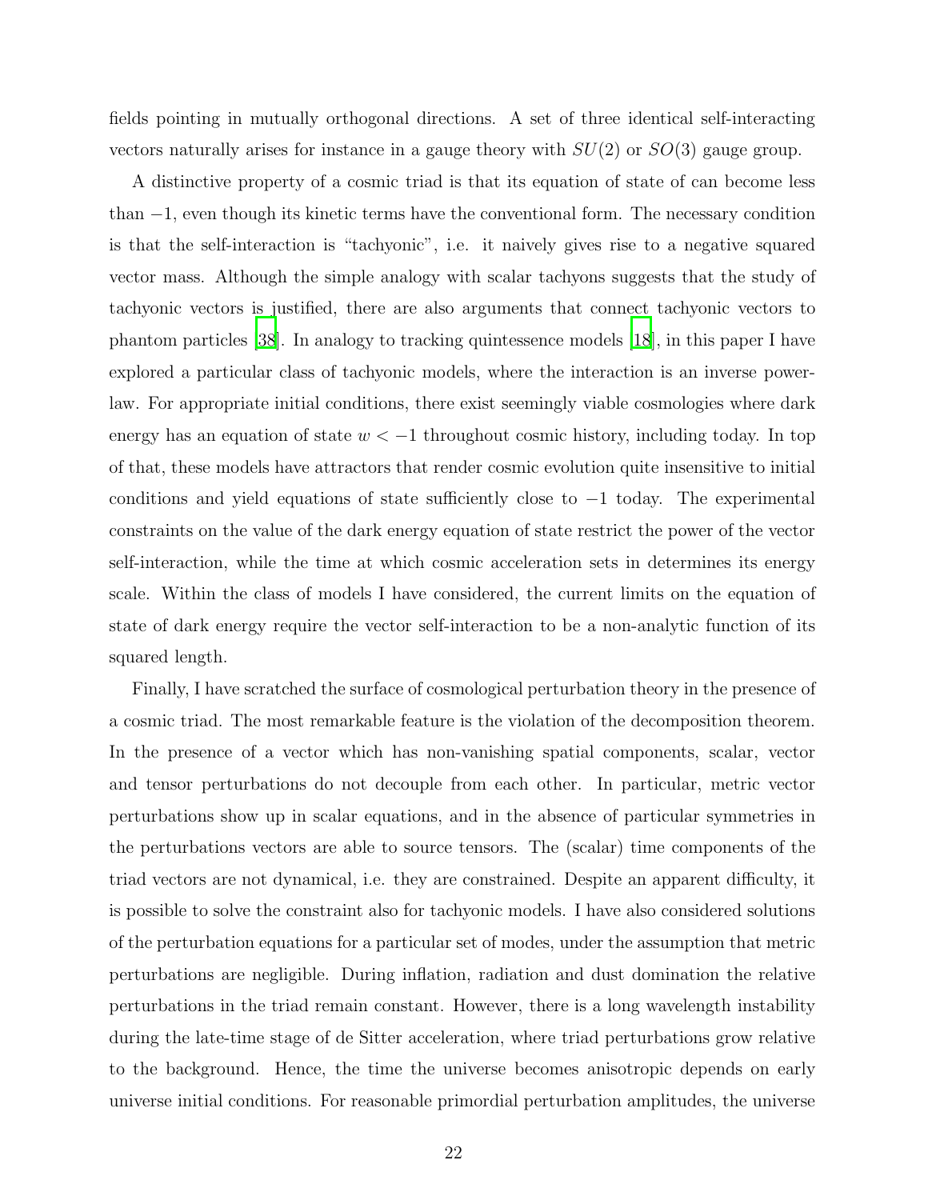fields pointing in mutually orthogonal directions. A set of three identical self-interacting vectors naturally arises for instance in a gauge theory with $SU(2)$ or $SO(3)$ gauge group.

A distinctive property of a cosmic triad is that its equation of state of can become less than $-1$, even though its kinetic terms have the conventional form. The necessary condition is that the self-interaction is "tachyonic", i.e. it naively gives rise to a negative squared vector mass. Although the simple analogy with scalar tachyons suggests that the study of tachyonic vectors is justified, there are also arguments that connect tachyonic vectors to phantom particles [38]. In analogy to tracking quintessence models [18], in this paper I have explored a particular class of tachyonic models, where the interaction is an inverse power-law. For appropriate initial conditions, there exist seemingly viable cosmologies where dark energy has an equation of state $w < -1$ throughout cosmic history, including today. In top of that, these models have attractors that render cosmic evolution quite insensitive to initial conditions and yield equations of state sufficiently close to $-1$ today. The experimental constraints on the value of the dark energy equation of state restrict the power of the vector self-interaction, while the time at which cosmic acceleration sets in determines its energy scale. Within the class of models I have considered, the current limits on the equation of state of dark energy require the vector self-interaction to be a non-analytic function of its squared length.

Finally, I have scratched the surface of cosmological perturbation theory in the presence of a cosmic triad. The most remarkable feature is the violation of the decomposition theorem. In the presence of a vector which has non-vanishing spatial components, scalar, vector and tensor perturbations do not decouple from each other. In particular, metric vector perturbations show up in scalar equations, and in the absence of particular symmetries in the perturbations vectors are able to source tensors. The (scalar) time components of the triad vectors are not dynamical, i.e. they are constrained. Despite an apparent difficulty, it is possible to solve the constraint also for tachyonic models. I have also considered solutions of the perturbation equations for a particular set of modes, under the assumption that metric perturbations are negligible. During inflation, radiation and dust domination the relative perturbations in the triad remain constant. However, there is a long wavelength instability during the late-time stage of de Sitter acceleration, where triad perturbations grow relative to the background. Hence, the time the universe becomes anisotropic depends on early universe initial conditions. For reasonable primordial perturbation amplitudes, the universe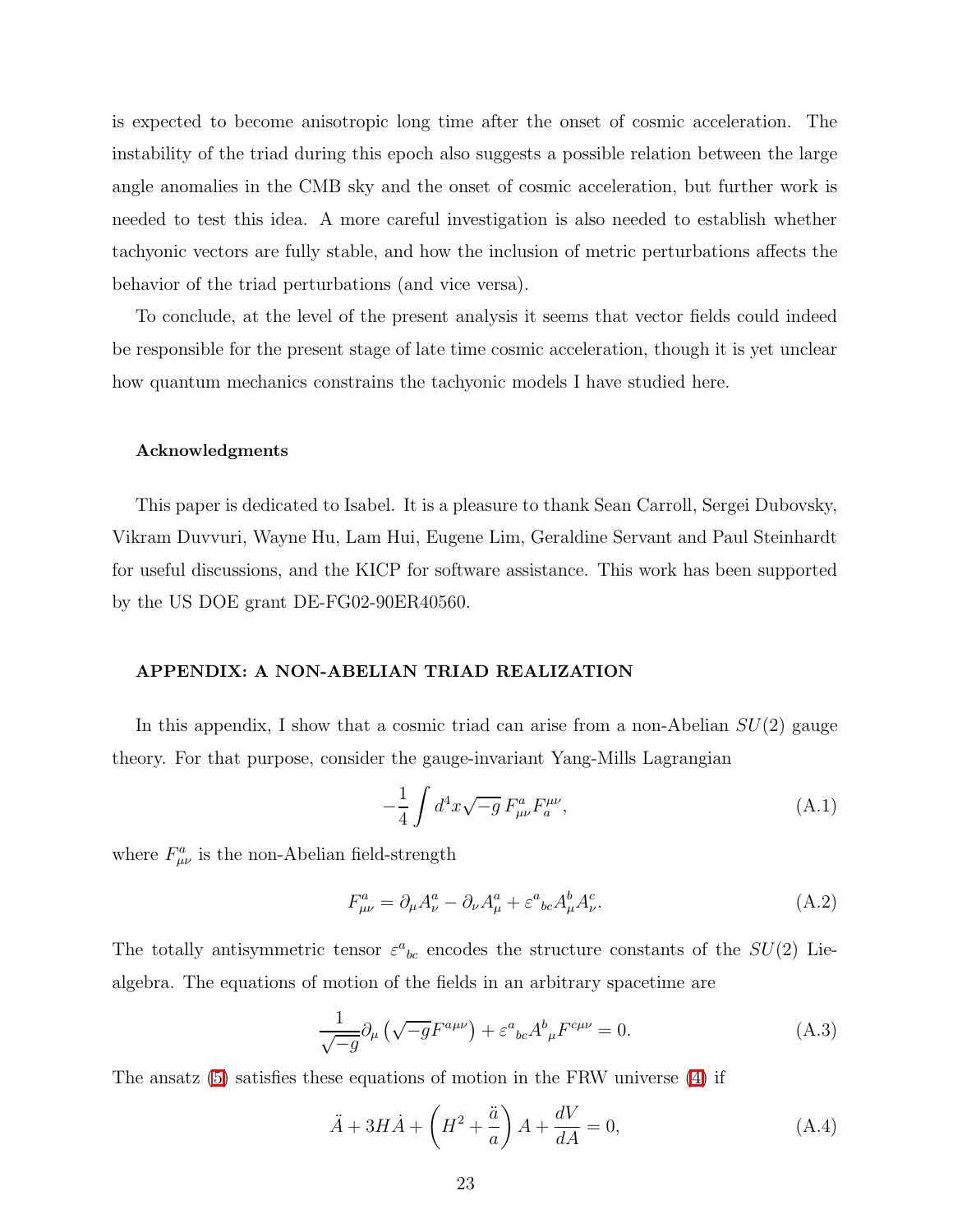is expected to become anisotropic long time after the onset of cosmic acceleration. The instability of the triad during this epoch also suggests a possible relation between the large angle anomalies in the CMB sky and the onset of cosmic acceleration, but further work is needed to test this idea. A more careful investigation is also needed to establish whether tachyonic vectors are fully stable, and how the inclusion of metric perturbations affects the behavior of the triad perturbations (and vice versa).

To conclude, at the level of the present analysis it seems that vector fields could indeed be responsible for the present stage of late time cosmic acceleration, though it is yet unclear how quantum mechanics constrains the tachyonic models I have studied here.

#### Acknowledgments

This paper is dedicated to Isabel. It is a pleasure to thank Sean Carroll, Sergei Dubovsky, Vikram Duvvuri, Wayne Hu, Lam Hui, Eugene Lim, Geraldine Servant and Paul Steinhardt for useful discussions, and the KICP for software assistance. This work has been supported by the US DOE grant DE-FG02-90ER40560.

## APPENDIX: A NON-ABELIAN TRIAD REALIZATION

In this appendix, I show that a cosmic triad can arise from a non-Abelian $SU(2)$ gauge theory. For that purpose, consider the gauge-invariant Yang-Mills Lagrangian

$$-\frac{1}{4}\int d^4x\sqrt{-g}\,F^a_{\mu\nu}F_a^{\mu\nu}, \tag{A.1}$$

where $F^a_{\mu\nu}$ is the non-Abelian field-strength

$$F^a_{\mu\nu} = \partial_\mu A^a_\nu - \partial_\nu A^a_\mu + \varepsilon^a{}_{bc}A^b_\mu A^c_\nu. \tag{A.2}$$

The totally antisymmetric tensor $\varepsilon^a{}_{bc}$ encodes the structure constants of the $SU(2)$ Lie-algebra. The equations of motion of the fields in an arbitrary spacetime are

$$\frac{1}{\sqrt{-g}}\partial_\mu\left(\sqrt{-g}F^{a\mu\nu}\right) + \varepsilon^a{}_{bc}A^b{}_\mu F^{c\mu\nu} = 0. \tag{A.3}$$

The ansatz (5) satisfies these equations of motion in the FRW universe (4) if

$$\ddot{A} + 3H\dot{A} + \left(H^2 + \frac{\ddot{a}}{a}\right)A + \frac{dV}{dA} = 0, \tag{A.4}$$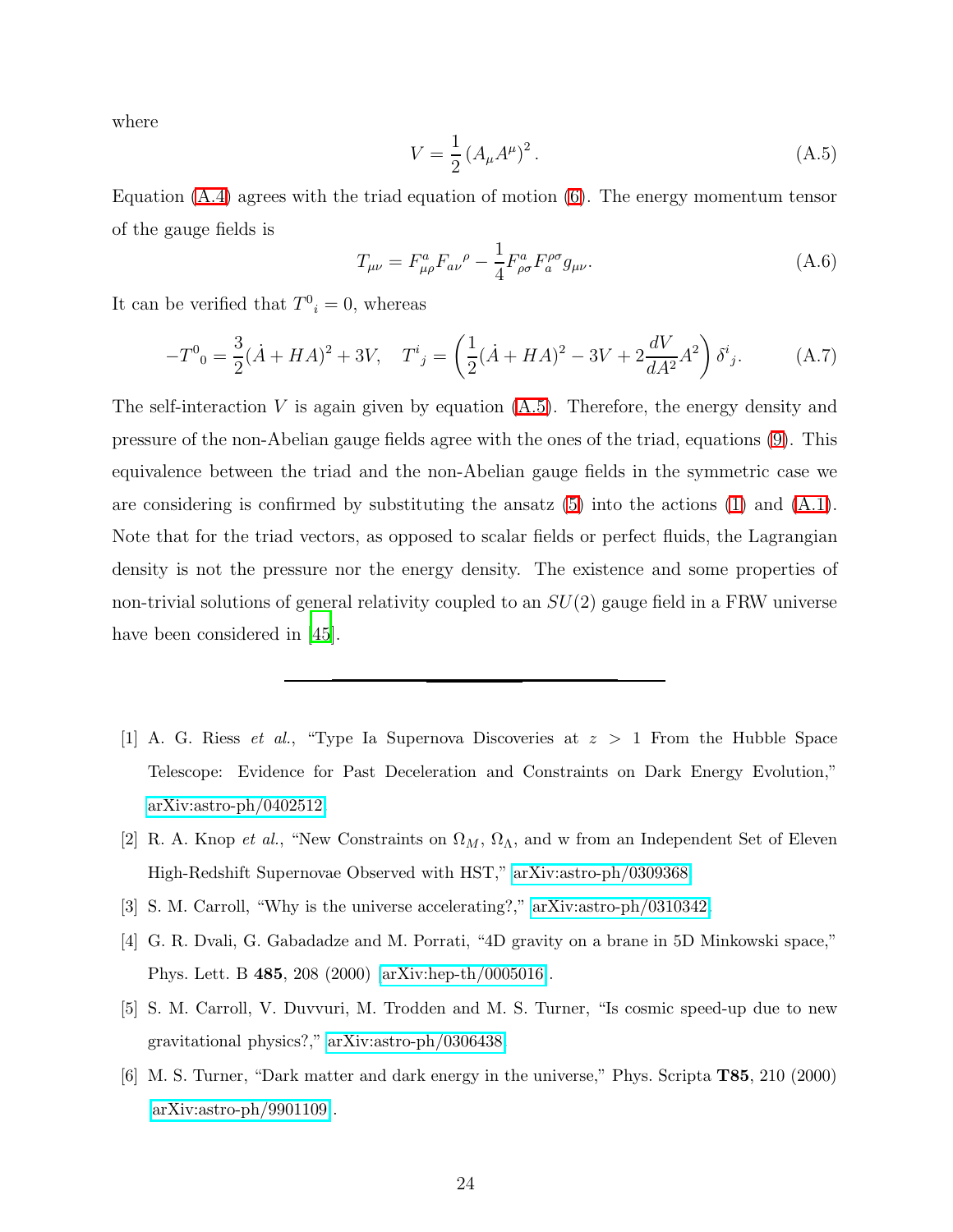where

$$V = \frac{1}{2} \left( A_\mu A^\mu \right)^2. \tag{A.5}$$

Equation (A.4) agrees with the triad equation of motion (6). The energy momentum tensor of the gauge fields is

$$T_{\mu\nu} = F^a_{\mu\rho} F_{a\nu}{}^\rho - \frac{1}{4} F^a_{\rho\sigma} F^{\rho\sigma}_a g_{\mu\nu}. \tag{A.6}$$

It can be verified that $T^0{}_i = 0$, whereas

$$-T^0{}_0 = \frac{3}{2}(\dot{A} + HA)^2 + 3V, \quad T^i{}_j = \left( \frac{1}{2}(\dot{A} + HA)^2 - 3V + 2\frac{dV}{dA^2}A^2 \right) \delta^i{}_j. \tag{A.7}$$

The self-interaction $V$ is again given by equation (A.5). Therefore, the energy density and pressure of the non-Abelian gauge fields agree with the ones of the triad, equations (9). This equivalence between the triad and the non-Abelian gauge fields in the symmetric case we are considering is confirmed by substituting the ansatz (5) into the actions (1) and (A.1). Note that for the triad vectors, as opposed to scalar fields or perfect fluids, the Lagrangian density is not the pressure nor the energy density. The existence and some properties of non-trivial solutions of general relativity coupled to an $SU(2)$ gauge field in a FRW universe have been considered in [45].

---

[1] A. G. Riess *et al.*, "Type Ia Supernova Discoveries at $z > 1$ From the Hubble Space Telescope: Evidence for Past Deceleration and Constraints on Dark Energy Evolution," arXiv:astro-ph/0402512.

[2] R. A. Knop *et al.*, "New Constraints on $\Omega_M$, $\Omega_\Lambda$, and w from an Independent Set of Eleven High-Redshift Supernovae Observed with HST," arXiv:astro-ph/0309368.

[3] S. M. Carroll, "Why is the universe accelerating?," arXiv:astro-ph/0310342.

[4] G. R. Dvali, G. Gabadadze and M. Porrati, "4D gravity on a brane in 5D Minkowski space," Phys. Lett. B **485**, 208 (2000) arXiv:hep-th/0005016.

[5] S. M. Carroll, V. Duvvuri, M. Trodden and M. S. Turner, "Is cosmic speed-up due to new gravitational physics?," arXiv:astro-ph/0306438.

[6] M. S. Turner, "Dark matter and dark energy in the universe," Phys. Scripta **T85**, 210 (2000) arXiv:astro-ph/9901109.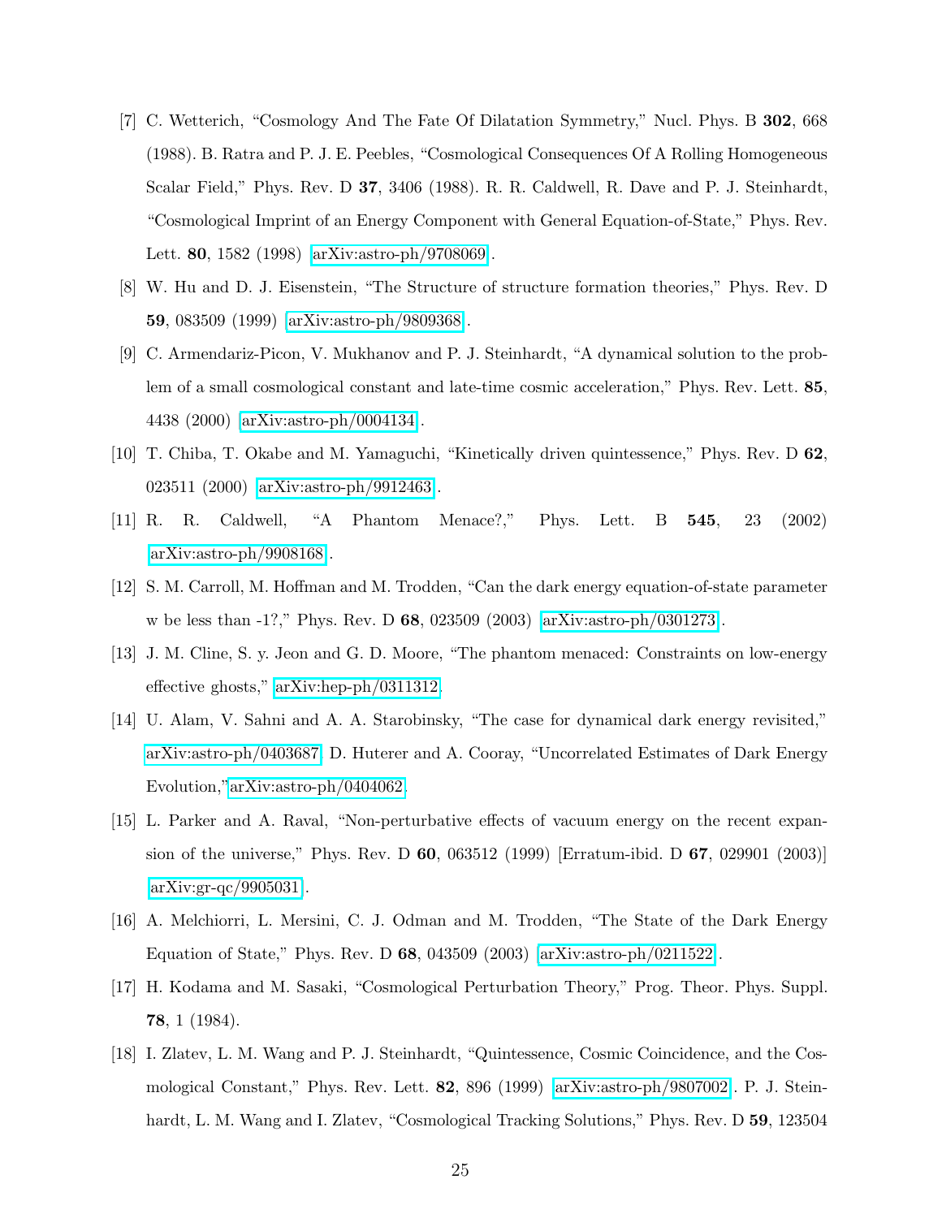[7] C. Wetterich, "Cosmology And The Fate Of Dilatation Symmetry," Nucl. Phys. B **302**, 668 (1988). B. Ratra and P. J. E. Peebles, "Cosmological Consequences Of A Rolling Homogeneous Scalar Field," Phys. Rev. D **37**, 3406 (1988). R. R. Caldwell, R. Dave and P. J. Steinhardt, "Cosmological Imprint of an Energy Component with General Equation-of-State," Phys. Rev. Lett. **80**, 1582 (1998) [arXiv:astro-ph/9708069].

[8] W. Hu and D. J. Eisenstein, "The Structure of structure formation theories," Phys. Rev. D **59**, 083509 (1999) [arXiv:astro-ph/9809368].

[9] C. Armendariz-Picon, V. Mukhanov and P. J. Steinhardt, "A dynamical solution to the problem of a small cosmological constant and late-time cosmic acceleration," Phys. Rev. Lett. **85**, 4438 (2000) [arXiv:astro-ph/0004134].

[10] T. Chiba, T. Okabe and M. Yamaguchi, "Kinetically driven quintessence," Phys. Rev. D **62**, 023511 (2000) [arXiv:astro-ph/9912463].

[11] R. R. Caldwell, "A Phantom Menace?," Phys. Lett. B **545**, 23 (2002) [arXiv:astro-ph/9908168].

[12] S. M. Carroll, M. Hoffman and M. Trodden, "Can the dark energy equation-of-state parameter w be less than -1?," Phys. Rev. D **68**, 023509 (2003) [arXiv:astro-ph/0301273].

[13] J. M. Cline, S. y. Jeon and G. D. Moore, "The phantom menaced: Constraints on low-energy effective ghosts," arXiv:hep-ph/0311312.

[14] U. Alam, V. Sahni and A. A. Starobinsky, "The case for dynamical dark energy revisited," arXiv:astro-ph/0403687. D. Huterer and A. Cooray, "Uncorrelated Estimates of Dark Energy Evolution," arXiv:astro-ph/0404062.

[15] L. Parker and A. Raval, "Non-perturbative effects of vacuum energy on the recent expansion of the universe," Phys. Rev. D **60**, 063512 (1999) [Erratum-ibid. D **67**, 029901 (2003)] [arXiv:gr-qc/9905031].

[16] A. Melchiorri, L. Mersini, C. J. Odman and M. Trodden, "The State of the Dark Energy Equation of State," Phys. Rev. D **68**, 043509 (2003) [arXiv:astro-ph/0211522].

[17] H. Kodama and M. Sasaki, "Cosmological Perturbation Theory," Prog. Theor. Phys. Suppl. **78**, 1 (1984).

[18] I. Zlatev, L. M. Wang and P. J. Steinhardt, "Quintessence, Cosmic Coincidence, and the Cosmological Constant," Phys. Rev. Lett. **82**, 896 (1999) [arXiv:astro-ph/9807002]. P. J. Steinhardt, L. M. Wang and I. Zlatev, "Cosmological Tracking Solutions," Phys. Rev. D **59**, 123504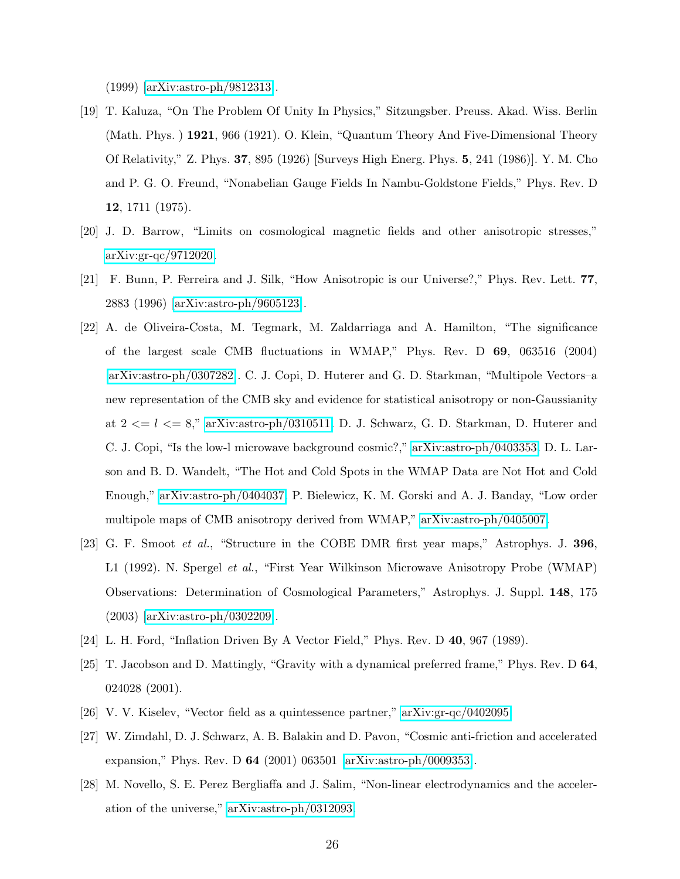(1999) [arXiv:astro-ph/9812313].

[19] T. Kaluza, "On The Problem Of Unity In Physics," Sitzungsber. Preuss. Akad. Wiss. Berlin (Math. Phys. ) **1921**, 966 (1921). O. Klein, "Quantum Theory And Five-Dimensional Theory Of Relativity," Z. Phys. **37**, 895 (1926) [Surveys High Energ. Phys. **5**, 241 (1986)]. Y. M. Cho and P. G. O. Freund, "Nonabelian Gauge Fields In Nambu-Goldstone Fields," Phys. Rev. D **12**, 1711 (1975).

[20] J. D. Barrow, "Limits on cosmological magnetic fields and other anisotropic stresses," arXiv:gr-qc/9712020.

[21] F. Bunn, P. Ferreira and J. Silk, "How Anisotropic is our Universe?," Phys. Rev. Lett. **77**, 2883 (1996) [arXiv:astro-ph/9605123].

[22] A. de Oliveira-Costa, M. Tegmark, M. Zaldarriaga and A. Hamilton, "The significance of the largest scale CMB fluctuations in WMAP," Phys. Rev. D **69**, 063516 (2004) [arXiv:astro-ph/0307282]. C. J. Copi, D. Huterer and G. D. Starkman, "Multipole Vectors–a new representation of the CMB sky and evidence for statistical anisotropy or non-Gaussianity at $2 <= l <= 8$," arXiv:astro-ph/0310511. D. J. Schwarz, G. D. Starkman, D. Huterer and C. J. Copi, "Is the low-l microwave background cosmic?," arXiv:astro-ph/0403353. D. L. Larson and B. D. Wandelt, "The Hot and Cold Spots in the WMAP Data are Not Hot and Cold Enough," arXiv:astro-ph/0404037. P. Bielewicz, K. M. Gorski and A. J. Banday, "Low order multipole maps of CMB anisotropy derived from WMAP," arXiv:astro-ph/0405007.

[23] G. F. Smoot *et al.*, "Structure in the COBE DMR first year maps," Astrophys. J. **396**, L1 (1992). N. Spergel *et al.*, "First Year Wilkinson Microwave Anisotropy Probe (WMAP) Observations: Determination of Cosmological Parameters," Astrophys. J. Suppl. **148**, 175 (2003) [arXiv:astro-ph/0302209].

[24] L. H. Ford, "Inflation Driven By A Vector Field," Phys. Rev. D **40**, 967 (1989).

[25] T. Jacobson and D. Mattingly, "Gravity with a dynamical preferred frame," Phys. Rev. D **64**, 024028 (2001).

[26] V. V. Kiselev, "Vector field as a quintessence partner," arXiv:gr-qc/0402095.

[27] W. Zimdahl, D. J. Schwarz, A. B. Balakin and D. Pavon, "Cosmic anti-friction and accelerated expansion," Phys. Rev. D **64** (2001) 063501 [arXiv:astro-ph/0009353].

[28] M. Novello, S. E. Perez Bergliaffa and J. Salim, "Non-linear electrodynamics and the acceleration of the universe," arXiv:astro-ph/0312093.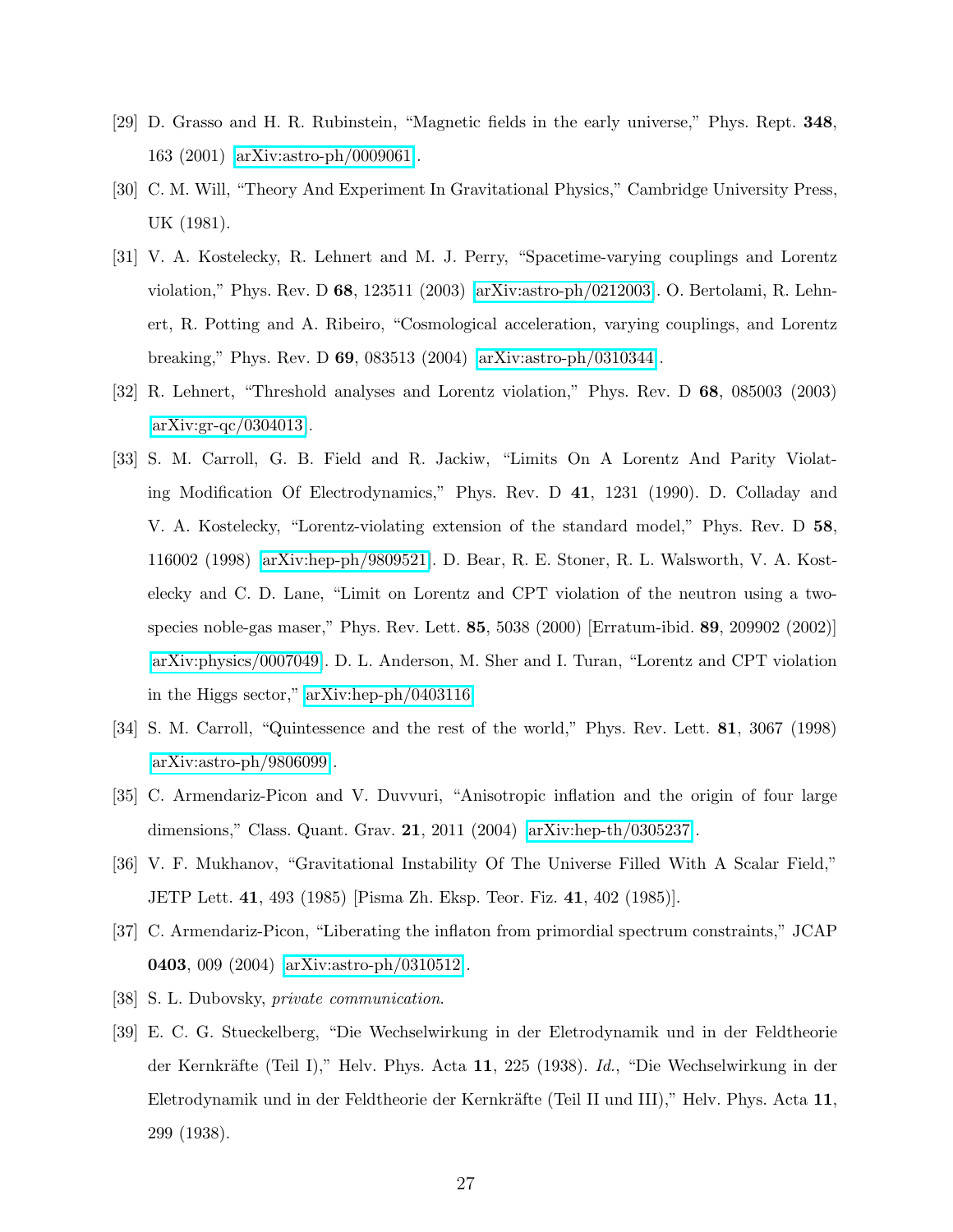[29] D. Grasso and H. R. Rubinstein, "Magnetic fields in the early universe," Phys. Rept. **348**, 163 (2001) arXiv:astro-ph/0009061.

[30] C. M. Will, "Theory And Experiment In Gravitational Physics," Cambridge University Press, UK (1981).

[31] V. A. Kostelecky, R. Lehnert and M. J. Perry, "Spacetime-varying couplings and Lorentz violation," Phys. Rev. D **68**, 123511 (2003) arXiv:astro-ph/0212003. O. Bertolami, R. Lehnert, R. Potting and A. Ribeiro, "Cosmological acceleration, varying couplings, and Lorentz breaking," Phys. Rev. D **69**, 083513 (2004) arXiv:astro-ph/0310344.

[32] R. Lehnert, "Threshold analyses and Lorentz violation," Phys. Rev. D **68**, 085003 (2003) arXiv:gr-qc/0304013.

[33] S. M. Carroll, G. B. Field and R. Jackiw, "Limits On A Lorentz And Parity Violating Modification Of Electrodynamics," Phys. Rev. D **41**, 1231 (1990). D. Colladay and V. A. Kostelecky, "Lorentz-violating extension of the standard model," Phys. Rev. D **58**, 116002 (1998) [arXiv:hep-ph/9809521]. D. Bear, R. E. Stoner, R. L. Walsworth, V. A. Kostelecky and C. D. Lane, "Limit on Lorentz and CPT violation of the neutron using a two-species noble-gas maser," Phys. Rev. Lett. **85**, 5038 (2000) [Erratum-ibid. **89**, 209902 (2002)] arXiv:physics/0007049. D. L. Anderson, M. Sher and I. Turan, "Lorentz and CPT violation in the Higgs sector," arXiv:hep-ph/0403116.

[34] S. M. Carroll, "Quintessence and the rest of the world," Phys. Rev. Lett. **81**, 3067 (1998) arXiv:astro-ph/9806099.

[35] C. Armendariz-Picon and V. Duvvuri, "Anisotropic inflation and the origin of four large dimensions," Class. Quant. Grav. **21**, 2011 (2004) arXiv:hep-th/0305237.

[36] V. F. Mukhanov, "Gravitational Instability Of The Universe Filled With A Scalar Field," JETP Lett. **41**, 493 (1985) [Pisma Zh. Eksp. Teor. Fiz. **41**, 402 (1985)].

[37] C. Armendariz-Picon, "Liberating the inflaton from primordial spectrum constraints," JCAP **0403**, 009 (2004) arXiv:astro-ph/0310512.

[38] S. L. Dubovsky, *private communication*.

[39] E. C. G. Stueckelberg, "Die Wechselwirkung in der Eletrodynamik und in der Feldtheorie der Kernkräfte (Teil I)," Helv. Phys. Acta **11**, 225 (1938). *Id.*, "Die Wechselwirkung in der Eletrodynamik und in der Feldtheorie der Kernkräfte (Teil II und III)," Helv. Phys. Acta **11**, 299 (1938).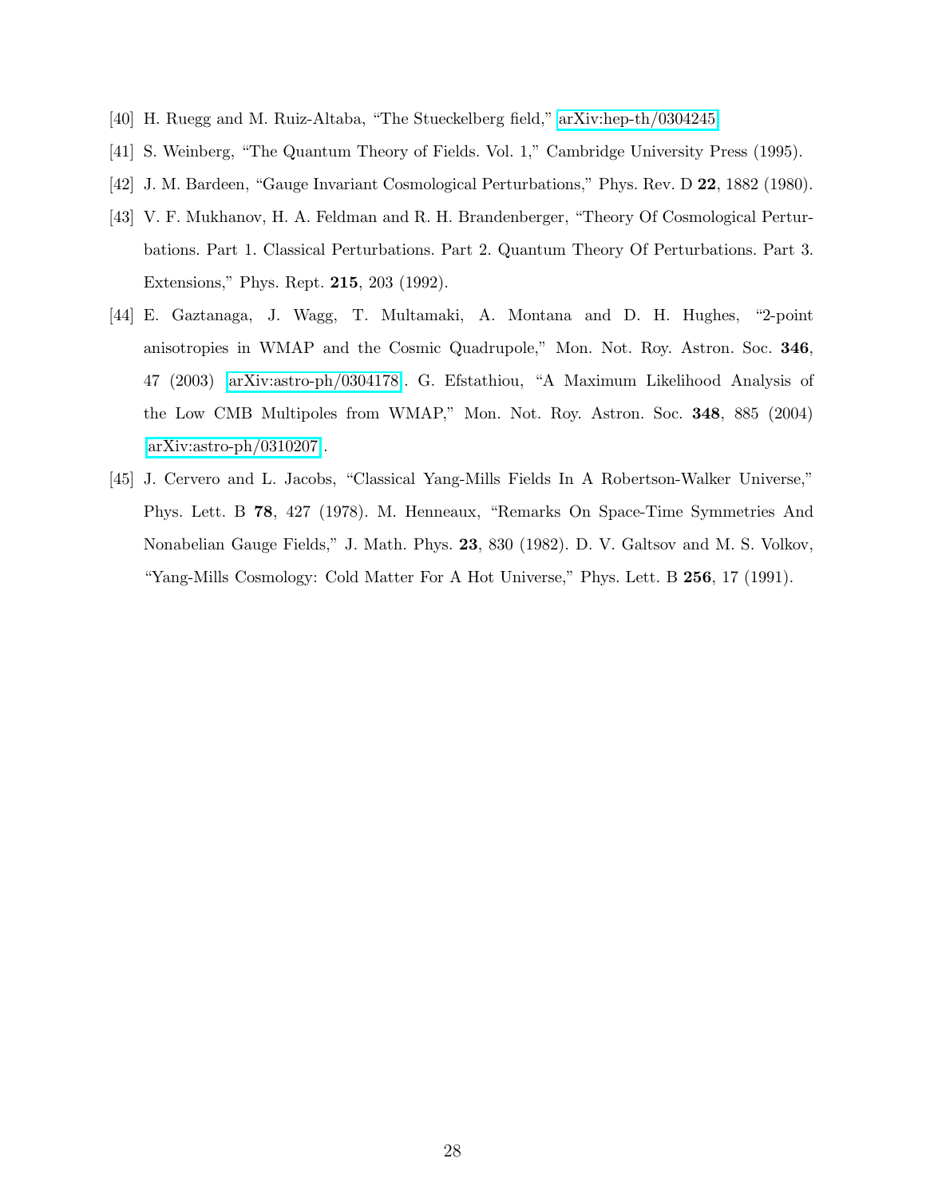[40] H. Ruegg and M. Ruiz-Altaba, "The Stueckelberg field," arXiv:hep-th/0304245.

[41] S. Weinberg, "The Quantum Theory of Fields. Vol. 1," Cambridge University Press (1995).

[42] J. M. Bardeen, "Gauge Invariant Cosmological Perturbations," Phys. Rev. D **22**, 1882 (1980).

[43] V. F. Mukhanov, H. A. Feldman and R. H. Brandenberger, "Theory Of Cosmological Perturbations. Part 1. Classical Perturbations. Part 2. Quantum Theory Of Perturbations. Part 3. Extensions," Phys. Rept. **215**, 203 (1992).

[44] E. Gaztanaga, J. Wagg, T. Multamaki, A. Montana and D. H. Hughes, "2-point anisotropies in WMAP and the Cosmic Quadrupole," Mon. Not. Roy. Astron. Soc. **346**, 47 (2003) arXiv:astro-ph/0304178. G. Efstathiou, "A Maximum Likelihood Analysis of the Low CMB Multipoles from WMAP," Mon. Not. Roy. Astron. Soc. **348**, 885 (2004) arXiv:astro-ph/0310207.

[45] J. Cervero and L. Jacobs, "Classical Yang-Mills Fields In A Robertson-Walker Universe," Phys. Lett. B **78**, 427 (1978). M. Henneaux, "Remarks On Space-Time Symmetries And Nonabelian Gauge Fields," J. Math. Phys. **23**, 830 (1982). D. V. Galtsov and M. S. Volkov, "Yang-Mills Cosmology: Cold Matter For A Hot Universe," Phys. Lett. B **256**, 17 (1991).